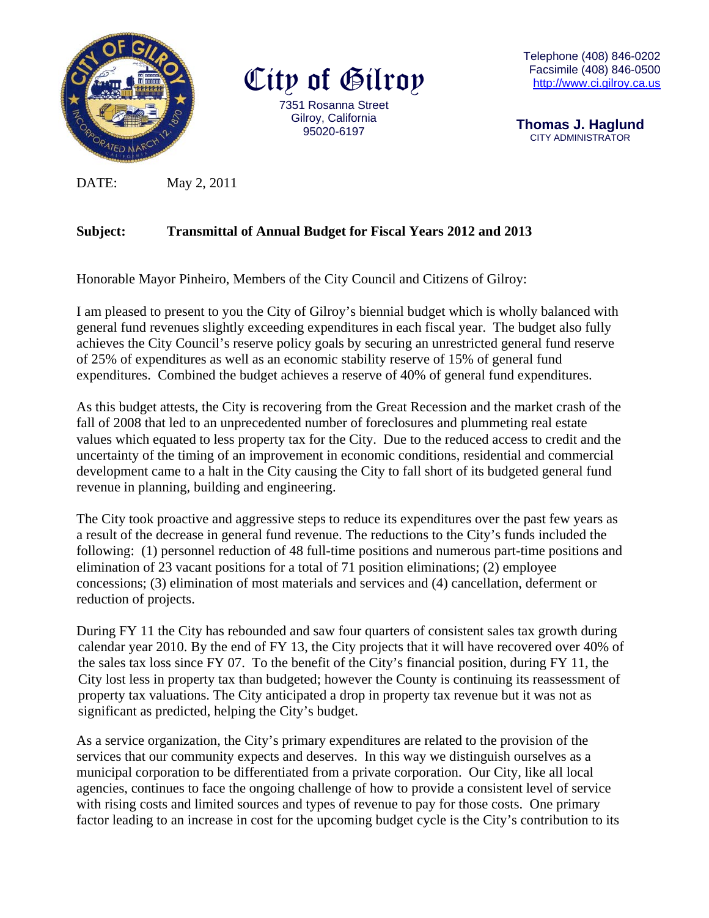# City of Gilroy

7351 Rosanna Street
Gilroy, California
95020-6197

Telephone (408) 846-0202
Facsimile (408) 846-0500
http://www.ci.gilroy.ca.us

**Thomas J. Haglund**
CITY ADMINISTRATOR

DATE: May 2, 2011

**Subject: Transmittal of Annual Budget for Fiscal Years 2012 and 2013**

Honorable Mayor Pinheiro, Members of the City Council and Citizens of Gilroy:

I am pleased to present to you the City of Gilroy's biennial budget which is wholly balanced with general fund revenues slightly exceeding expenditures in each fiscal year. The budget also fully achieves the City Council's reserve policy goals by securing an unrestricted general fund reserve of 25% of expenditures as well as an economic stability reserve of 15% of general fund expenditures. Combined the budget achieves a reserve of 40% of general fund expenditures.

As this budget attests, the City is recovering from the Great Recession and the market crash of the fall of 2008 that led to an unprecedented number of foreclosures and plummeting real estate values which equated to less property tax for the City. Due to the reduced access to credit and the uncertainty of the timing of an improvement in economic conditions, residential and commercial development came to a halt in the City causing the City to fall short of its budgeted general fund revenue in planning, building and engineering.

The City took proactive and aggressive steps to reduce its expenditures over the past few years as a result of the decrease in general fund revenue. The reductions to the City's funds included the following: (1) personnel reduction of 48 full-time positions and numerous part-time positions and elimination of 23 vacant positions for a total of 71 position eliminations; (2) employee concessions; (3) elimination of most materials and services and (4) cancellation, deferment or reduction of projects.

During FY 11 the City has rebounded and saw four quarters of consistent sales tax growth during calendar year 2010. By the end of FY 13, the City projects that it will have recovered over 40% of the sales tax loss since FY 07. To the benefit of the City's financial position, during FY 11, the City lost less in property tax than budgeted; however the County is continuing its reassessment of property tax valuations. The City anticipated a drop in property tax revenue but it was not as significant as predicted, helping the City's budget.

As a service organization, the City's primary expenditures are related to the provision of the services that our community expects and deserves. In this way we distinguish ourselves as a municipal corporation to be differentiated from a private corporation. Our City, like all local agencies, continues to face the ongoing challenge of how to provide a consistent level of service with rising costs and limited sources and types of revenue to pay for those costs. One primary factor leading to an increase in cost for the upcoming budget cycle is the City's contribution to its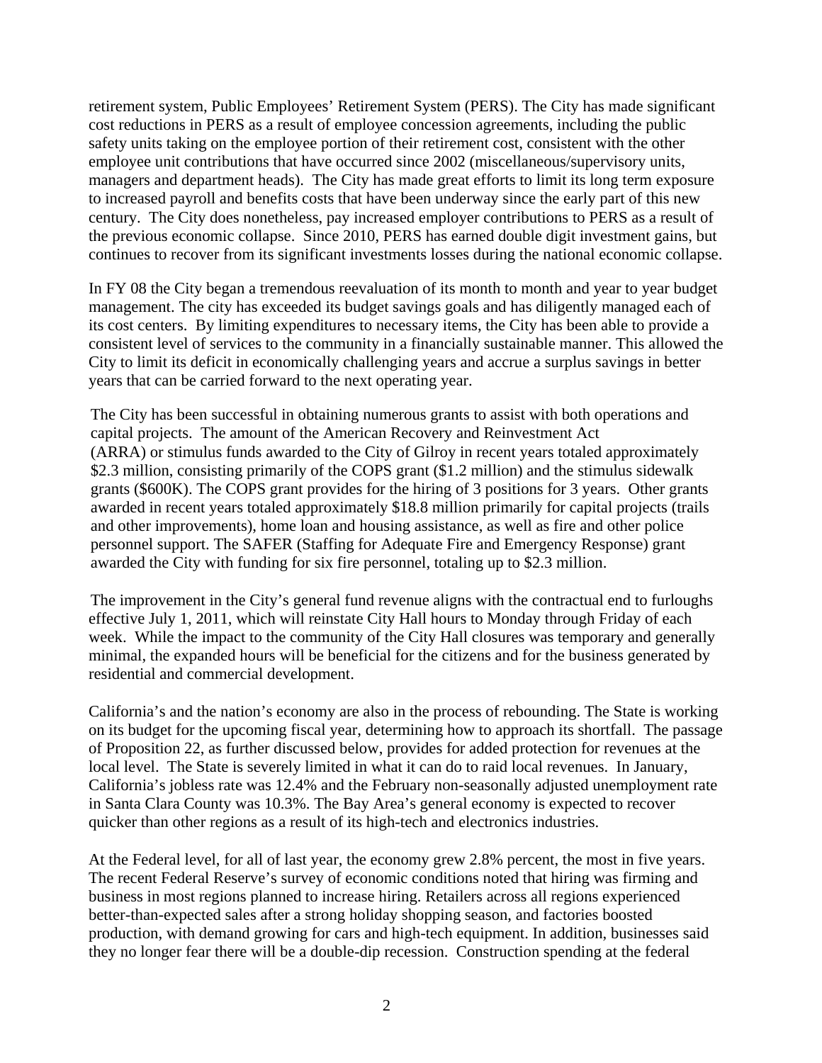retirement system, Public Employees' Retirement System (PERS). The City has made significant cost reductions in PERS as a result of employee concession agreements, including the public safety units taking on the employee portion of their retirement cost, consistent with the other employee unit contributions that have occurred since 2002 (miscellaneous/supervisory units, managers and department heads). The City has made great efforts to limit its long term exposure to increased payroll and benefits costs that have been underway since the early part of this new century. The City does nonetheless, pay increased employer contributions to PERS as a result of the previous economic collapse. Since 2010, PERS has earned double digit investment gains, but continues to recover from its significant investments losses during the national economic collapse.

In FY 08 the City began a tremendous reevaluation of its month to month and year to year budget management. The city has exceeded its budget savings goals and has diligently managed each of its cost centers. By limiting expenditures to necessary items, the City has been able to provide a consistent level of services to the community in a financially sustainable manner. This allowed the City to limit its deficit in economically challenging years and accrue a surplus savings in better years that can be carried forward to the next operating year.

The City has been successful in obtaining numerous grants to assist with both operations and capital projects. The amount of the American Recovery and Reinvestment Act (ARRA) or stimulus funds awarded to the City of Gilroy in recent years totaled approximately $2.3 million, consisting primarily of the COPS grant ($1.2 million) and the stimulus sidewalk grants ($600K). The COPS grant provides for the hiring of 3 positions for 3 years. Other grants awarded in recent years totaled approximately $18.8 million primarily for capital projects (trails and other improvements), home loan and housing assistance, as well as fire and other police personnel support. The SAFER (Staffing for Adequate Fire and Emergency Response) grant awarded the City with funding for six fire personnel, totaling up to $2.3 million.

The improvement in the City's general fund revenue aligns with the contractual end to furloughs effective July 1, 2011, which will reinstate City Hall hours to Monday through Friday of each week. While the impact to the community of the City Hall closures was temporary and generally minimal, the expanded hours will be beneficial for the citizens and for the business generated by residential and commercial development.

California's and the nation's economy are also in the process of rebounding. The State is working on its budget for the upcoming fiscal year, determining how to approach its shortfall. The passage of Proposition 22, as further discussed below, provides for added protection for revenues at the local level. The State is severely limited in what it can do to raid local revenues. In January, California's jobless rate was 12.4% and the February non-seasonally adjusted unemployment rate in Santa Clara County was 10.3%. The Bay Area's general economy is expected to recover quicker than other regions as a result of its high-tech and electronics industries.

At the Federal level, for all of last year, the economy grew 2.8% percent, the most in five years. The recent Federal Reserve's survey of economic conditions noted that hiring was firming and business in most regions planned to increase hiring. Retailers across all regions experienced better-than-expected sales after a strong holiday shopping season, and factories boosted production, with demand growing for cars and high-tech equipment. In addition, businesses said they no longer fear there will be a double-dip recession. Construction spending at the federal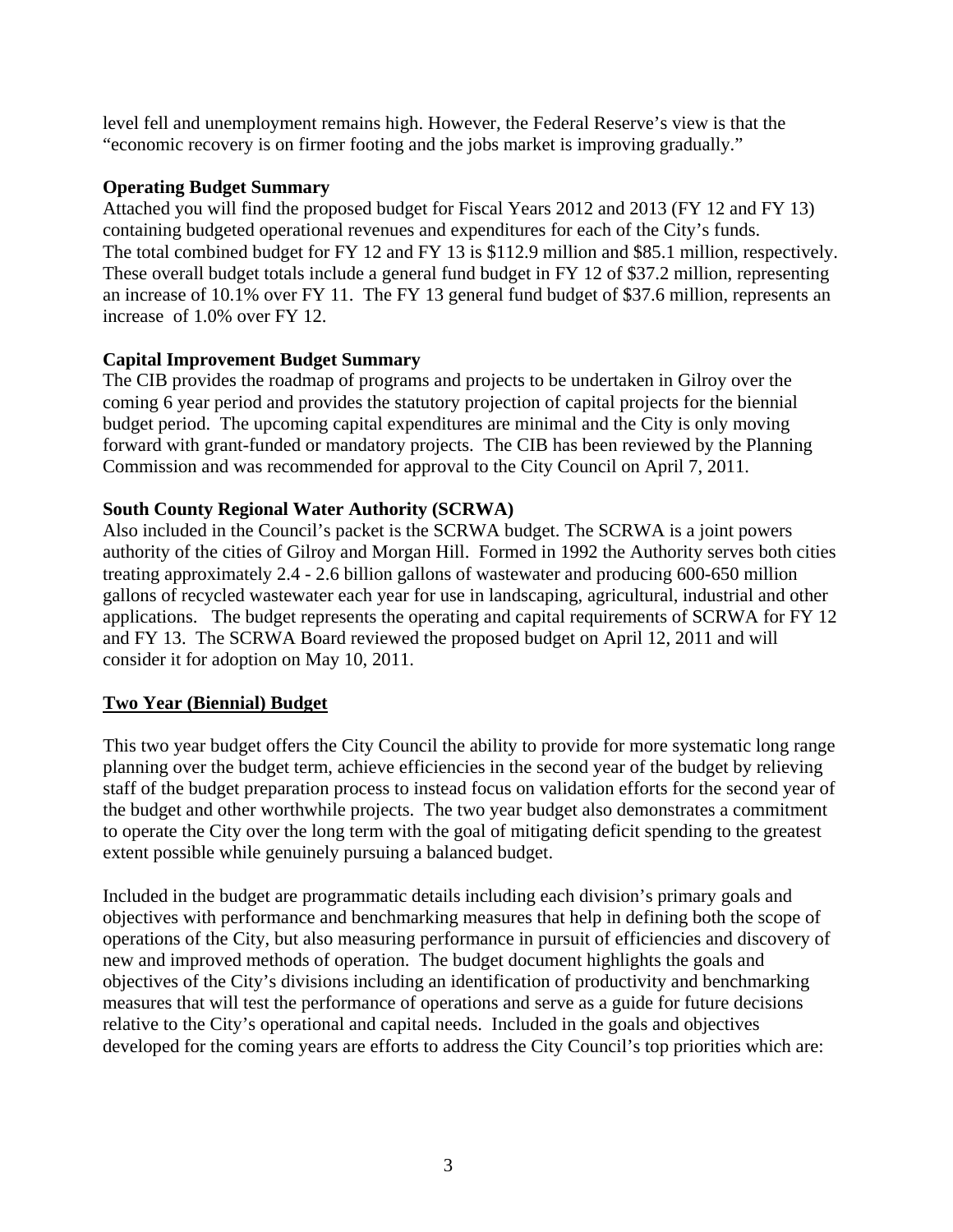level fell and unemployment remains high. However, the Federal Reserve's view is that the "economic recovery is on firmer footing and the jobs market is improving gradually."

**Operating Budget Summary**

Attached you will find the proposed budget for Fiscal Years 2012 and 2013 (FY 12 and FY 13) containing budgeted operational revenues and expenditures for each of the City's funds. The total combined budget for FY 12 and FY 13 is $112.9 million and $85.1 million, respectively. These overall budget totals include a general fund budget in FY 12 of $37.2 million, representing an increase of 10.1% over FY 11. The FY 13 general fund budget of $37.6 million, represents an increase of 1.0% over FY 12.

**Capital Improvement Budget Summary**

The CIB provides the roadmap of programs and projects to be undertaken in Gilroy over the coming 6 year period and provides the statutory projection of capital projects for the biennial budget period. The upcoming capital expenditures are minimal and the City is only moving forward with grant-funded or mandatory projects. The CIB has been reviewed by the Planning Commission and was recommended for approval to the City Council on April 7, 2011.

**South County Regional Water Authority (SCRWA)**

Also included in the Council's packet is the SCRWA budget. The SCRWA is a joint powers authority of the cities of Gilroy and Morgan Hill. Formed in 1992 the Authority serves both cities treating approximately 2.4 - 2.6 billion gallons of wastewater and producing 600-650 million gallons of recycled wastewater each year for use in landscaping, agricultural, industrial and other applications. The budget represents the operating and capital requirements of SCRWA for FY 12 and FY 13. The SCRWA Board reviewed the proposed budget on April 12, 2011 and will consider it for adoption on May 10, 2011.

## Two Year (Biennial) Budget

This two year budget offers the City Council the ability to provide for more systematic long range planning over the budget term, achieve efficiencies in the second year of the budget by relieving staff of the budget preparation process to instead focus on validation efforts for the second year of the budget and other worthwhile projects. The two year budget also demonstrates a commitment to operate the City over the long term with the goal of mitigating deficit spending to the greatest extent possible while genuinely pursuing a balanced budget.

Included in the budget are programmatic details including each division's primary goals and objectives with performance and benchmarking measures that help in defining both the scope of operations of the City, but also measuring performance in pursuit of efficiencies and discovery of new and improved methods of operation. The budget document highlights the goals and objectives of the City's divisions including an identification of productivity and benchmarking measures that will test the performance of operations and serve as a guide for future decisions relative to the City's operational and capital needs. Included in the goals and objectives developed for the coming years are efforts to address the City Council's top priorities which are: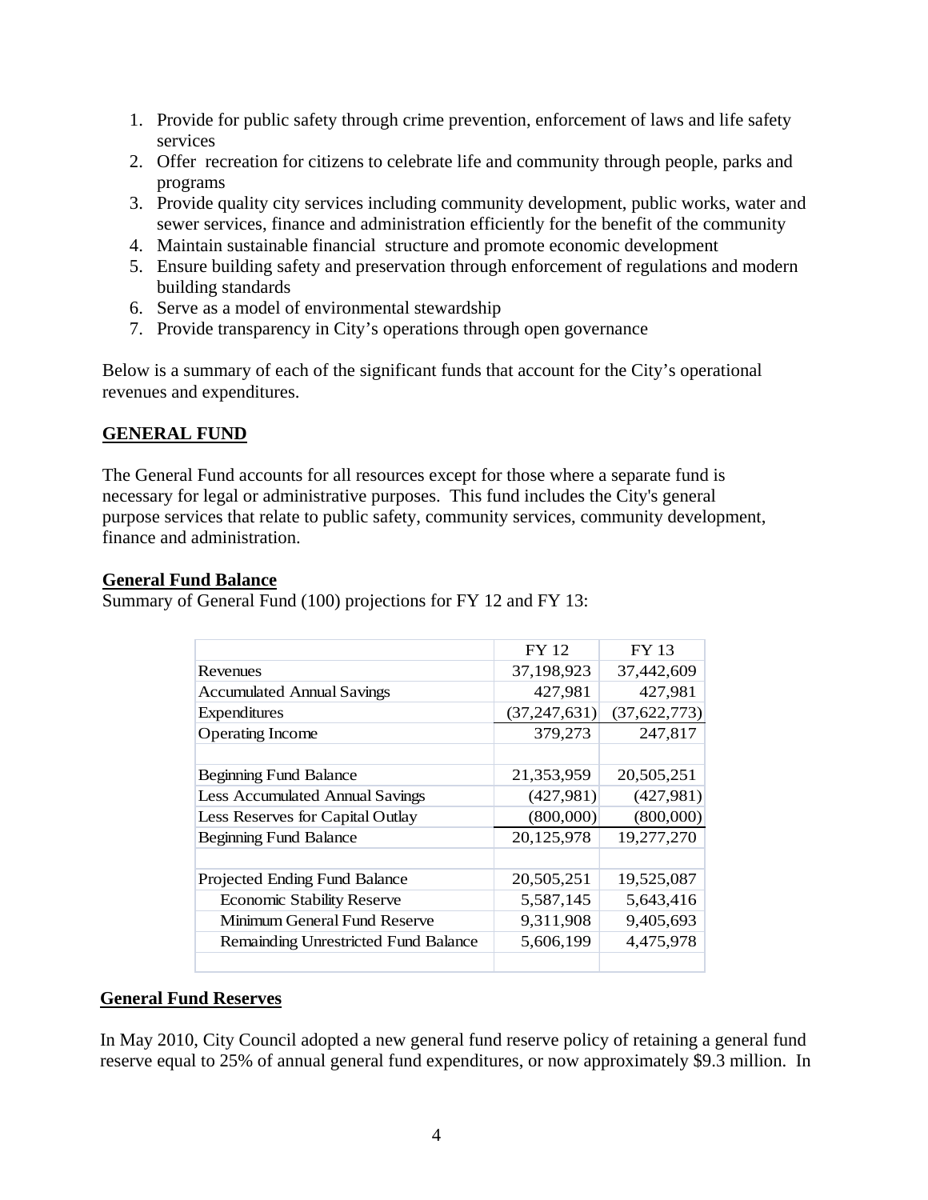1. Provide for public safety through crime prevention, enforcement of laws and life safety services
2. Offer recreation for citizens to celebrate life and community through people, parks and programs
3. Provide quality city services including community development, public works, water and sewer services, finance and administration efficiently for the benefit of the community
4. Maintain sustainable financial structure and promote economic development
5. Ensure building safety and preservation through enforcement of regulations and modern building standards
6. Serve as a model of environmental stewardship
7. Provide transparency in City's operations through open governance

Below is a summary of each of the significant funds that account for the City's operational revenues and expenditures.

## GENERAL FUND

The General Fund accounts for all resources except for those where a separate fund is necessary for legal or administrative purposes. This fund includes the City's general purpose services that relate to public safety, community services, community development, finance and administration.

### General Fund Balance

Summary of General Fund (100) projections for FY 12 and FY 13:

| | FY 12 | FY 13 |
|---|---|---|
| Revenues | 37,198,923 | 37,442,609 |
| Accumulated Annual Savings | 427,981 | 427,981 |
| Expenditures | (37,247,631) | (37,622,773) |
| Operating Income | 379,273 | 247,817 |
| | | |
| Beginning Fund Balance | 21,353,959 | 20,505,251 |
| Less Accumulated Annual Savings | (427,981) | (427,981) |
| Less Reserves for Capital Outlay | (800,000) | (800,000) |
| Beginning Fund Balance | 20,125,978 | 19,277,270 |
| | | |
| Projected Ending Fund Balance | 20,505,251 | 19,525,087 |
| Economic Stability Reserve | 5,587,145 | 5,643,416 |
| Minimum General Fund Reserve | 9,311,908 | 9,405,693 |
| Remainding Unrestricted Fund Balance | 5,606,199 | 4,475,978 |

### General Fund Reserves

In May 2010, City Council adopted a new general fund reserve policy of retaining a general fund reserve equal to 25% of annual general fund expenditures, or now approximately $9.3 million. In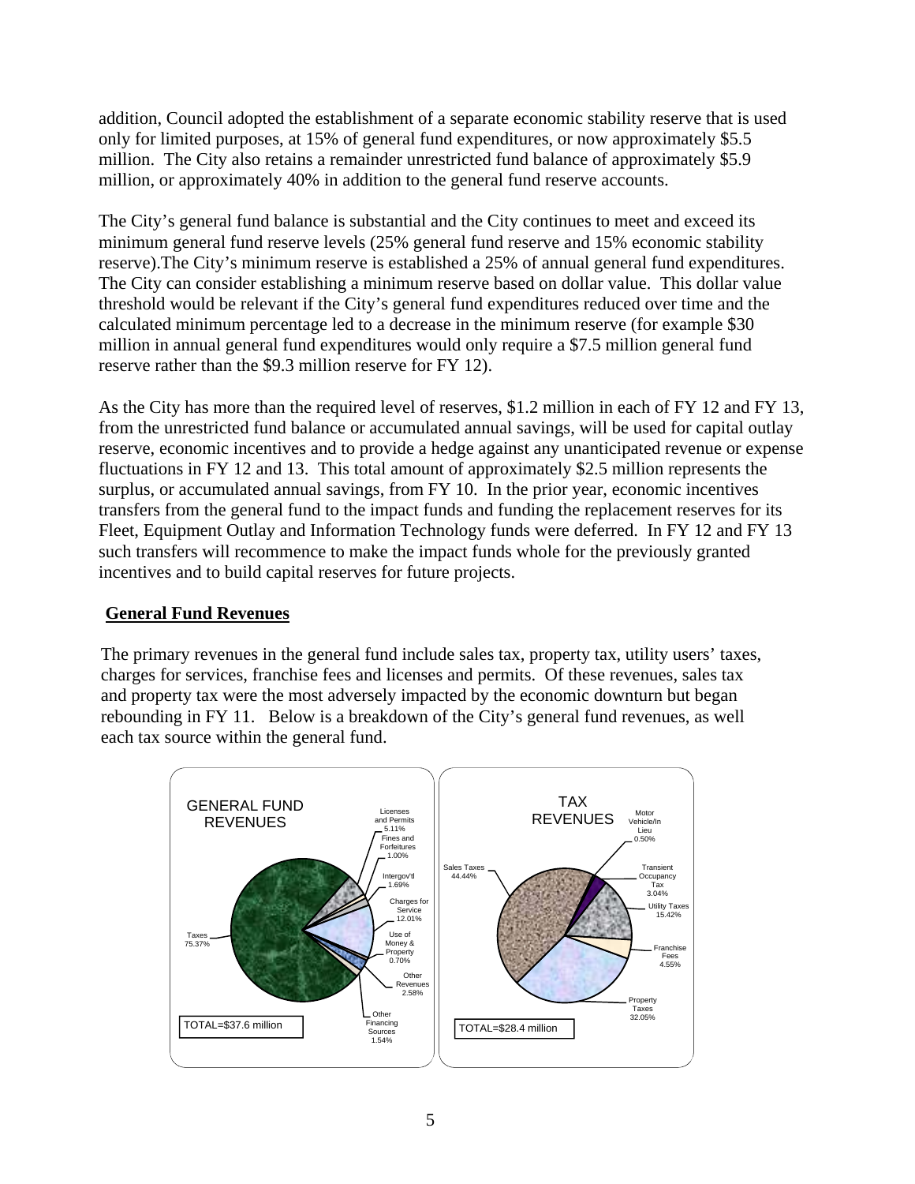addition, Council adopted the establishment of a separate economic stability reserve that is used only for limited purposes, at 15% of general fund expenditures, or now approximately $5.5 million. The City also retains a remainder unrestricted fund balance of approximately $5.9 million, or approximately 40% in addition to the general fund reserve accounts.

The City's general fund balance is substantial and the City continues to meet and exceed its minimum general fund reserve levels (25% general fund reserve and 15% economic stability reserve).The City's minimum reserve is established a 25% of annual general fund expenditures. The City can consider establishing a minimum reserve based on dollar value. This dollar value threshold would be relevant if the City's general fund expenditures reduced over time and the calculated minimum percentage led to a decrease in the minimum reserve (for example $30 million in annual general fund expenditures would only require a $7.5 million general fund reserve rather than the $9.3 million reserve for FY 12).

As the City has more than the required level of reserves, $1.2 million in each of FY 12 and FY 13, from the unrestricted fund balance or accumulated annual savings, will be used for capital outlay reserve, economic incentives and to provide a hedge against any unanticipated revenue or expense fluctuations in FY 12 and 13. This total amount of approximately $2.5 million represents the surplus, or accumulated annual savings, from FY 10. In the prior year, economic incentives transfers from the general fund to the impact funds and funding the replacement reserves for its Fleet, Equipment Outlay and Information Technology funds were deferred. In FY 12 and FY 13 such transfers will recommence to make the impact funds whole for the previously granted incentives and to build capital reserves for future projects.

## General Fund Revenues

The primary revenues in the general fund include sales tax, property tax, utility users' taxes, charges for services, franchise fees and licenses and permits. Of these revenues, sales tax and property tax were the most adversely impacted by the economic downturn but began rebounding in FY 11. Below is a breakdown of the City's general fund revenues, as well each tax source within the general fund.

GENERAL FUND REVENUES

- Taxes 75.37%
- Licenses and Permits 5.11%
- Fines and Forfeitures 1.00%
- Intergov'tl 1.69%
- Charges for Service 12.01%
- Use of Money & Property 0.70%
- Other Revenues 2.58%
- Other Financing Sources 1.54%

TOTAL=$37.6 million

TAX REVENUES

- Sales Taxes 44.44%
- Motor Vehicle/In Lieu 0.50%
- Transient Occupancy Tax 3.04%
- Utility Taxes 15.42%
- Franchise Fees 4.55%
- Property Taxes 32.05%

TOTAL=$28.4 million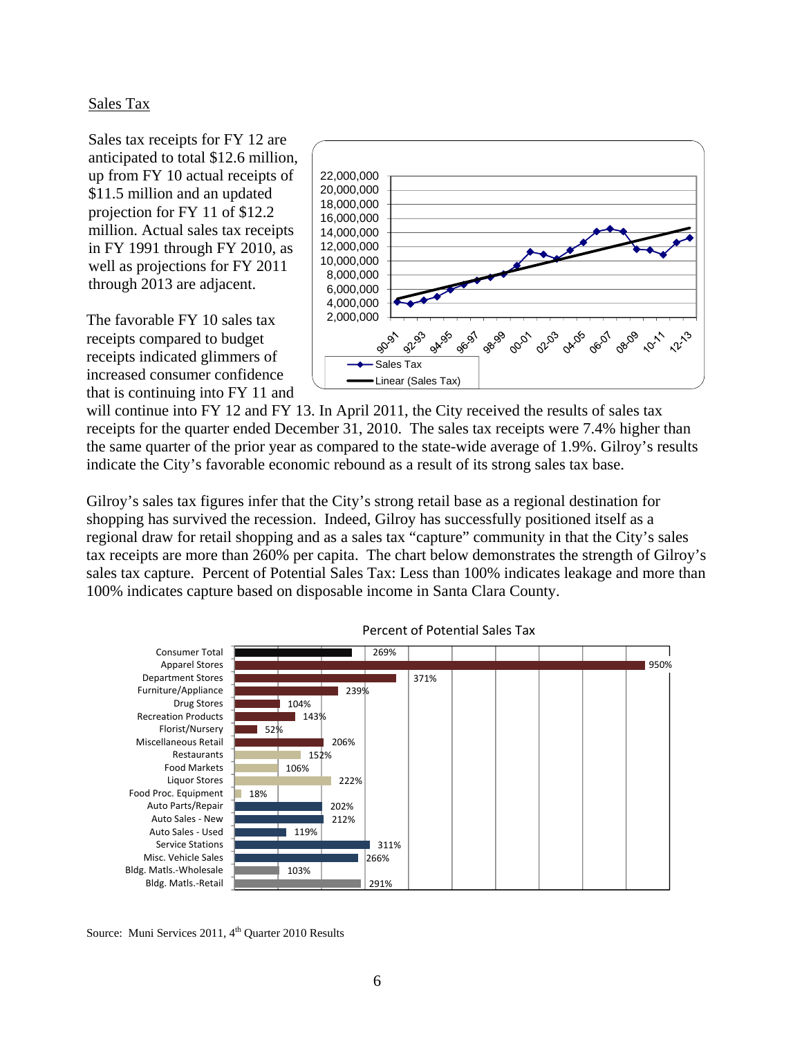## Sales Tax

Sales tax receipts for FY 12 are anticipated to total $12.6 million, up from FY 10 actual receipts of $11.5 million and an updated projection for FY 11 of $12.2 million. Actual sales tax receipts in FY 1991 through FY 2010, as well as projections for FY 2011 through 2013 are adjacent.

The favorable FY 10 sales tax receipts compared to budget receipts indicated glimmers of increased consumer confidence that is continuing into FY 11 and will continue into FY 12 and FY 13. In April 2011, the City received the results of sales tax receipts for the quarter ended December 31, 2010. The sales tax receipts were 7.4% higher than the same quarter of the prior year as compared to the state-wide average of 1.9%. Gilroy's results indicate the City's favorable economic rebound as a result of its strong sales tax base.

Gilroy's sales tax figures infer that the City's strong retail base as a regional destination for shopping has survived the recession. Indeed, Gilroy has successfully positioned itself as a regional draw for retail shopping and as a sales tax "capture" community in that the City's sales tax receipts are more than 260% per capita. The chart below demonstrates the strength of Gilroy's sales tax capture. Percent of Potential Sales Tax: Less than 100% indicates leakage and more than 100% indicates capture based on disposable income in Santa Clara County.

**Percent of Potential Sales Tax**

| Category | Percent |
|---|---|
| Consumer Total | 269% |
| Apparel Stores | 950% |
| Department Stores | 371% |
| Furniture/Appliance | 239% |
| Drug Stores | 104% |
| Recreation Products | 143% |
| Florist/Nursery | 52% |
| Miscellaneous Retail | 206% |
| Restaurants | 152% |
| Food Markets | 106% |
| Liquor Stores | 222% |
| Food Proc. Equipment | 18% |
| Auto Parts/Repair | 202% |
| Auto Sales - New | 212% |
| Auto Sales - Used | 119% |
| Service Stations | 311% |
| Misc. Vehicle Sales | 266% |
| Bldg. Matls.-Wholesale | 103% |
| Bldg. Matls.-Retail | 291% |

Source: Muni Services 2011, 4th Quarter 2010 Results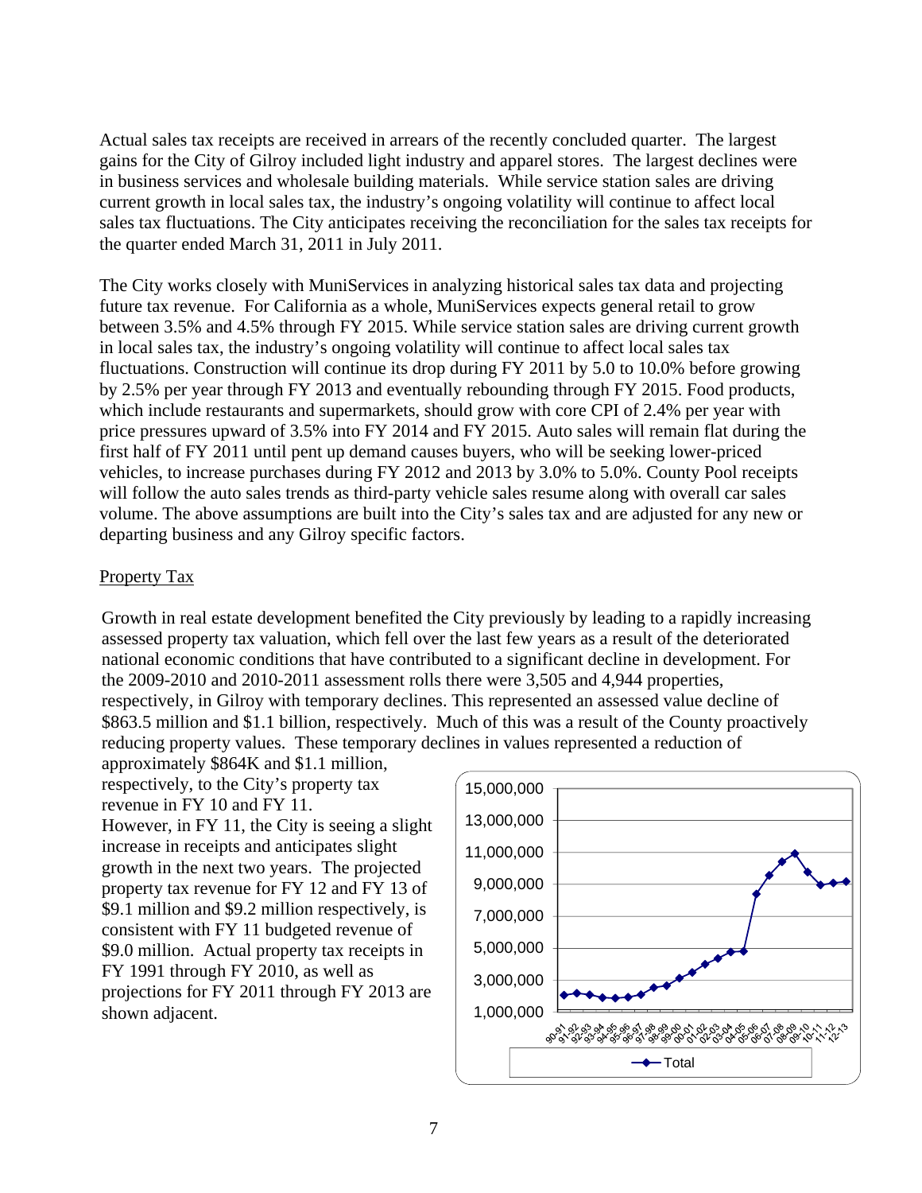Actual sales tax receipts are received in arrears of the recently concluded quarter. The largest gains for the City of Gilroy included light industry and apparel stores. The largest declines were in business services and wholesale building materials. While service station sales are driving current growth in local sales tax, the industry's ongoing volatility will continue to affect local sales tax fluctuations. The City anticipates receiving the reconciliation for the sales tax receipts for the quarter ended March 31, 2011 in July 2011.

The City works closely with MuniServices in analyzing historical sales tax data and projecting future tax revenue. For California as a whole, MuniServices expects general retail to grow between 3.5% and 4.5% through FY 2015. While service station sales are driving current growth in local sales tax, the industry's ongoing volatility will continue to affect local sales tax fluctuations. Construction will continue its drop during FY 2011 by 5.0 to 10.0% before growing by 2.5% per year through FY 2013 and eventually rebounding through FY 2015. Food products, which include restaurants and supermarkets, should grow with core CPI of 2.4% per year with price pressures upward of 3.5% into FY 2014 and FY 2015. Auto sales will remain flat during the first half of FY 2011 until pent up demand causes buyers, who will be seeking lower-priced vehicles, to increase purchases during FY 2012 and 2013 by 3.0% to 5.0%. County Pool receipts will follow the auto sales trends as third-party vehicle sales resume along with overall car sales volume. The above assumptions are built into the City's sales tax and are adjusted for any new or departing business and any Gilroy specific factors.

Property Tax

Growth in real estate development benefited the City previously by leading to a rapidly increasing assessed property tax valuation, which fell over the last few years as a result of the deteriorated national economic conditions that have contributed to a significant decline in development. For the 2009-2010 and 2010-2011 assessment rolls there were 3,505 and 4,944 properties, respectively, in Gilroy with temporary declines. This represented an assessed value decline of \$863.5 million and \$1.1 billion, respectively. Much of this was a result of the County proactively reducing property values. These temporary declines in values represented a reduction of approximately \$864K and \$1.1 million, respectively, to the City's property tax revenue in FY 10 and FY 11. However, in FY 11, the City is seeing a slight increase in receipts and anticipates slight growth in the next two years. The projected property tax revenue for FY 12 and FY 13 of \$9.1 million and \$9.2 million respectively, is consistent with FY 11 budgeted revenue of \$9.0 million. Actual property tax receipts in FY 1991 through FY 2010, as well as projections for FY 2011 through FY 2013 are shown adjacent.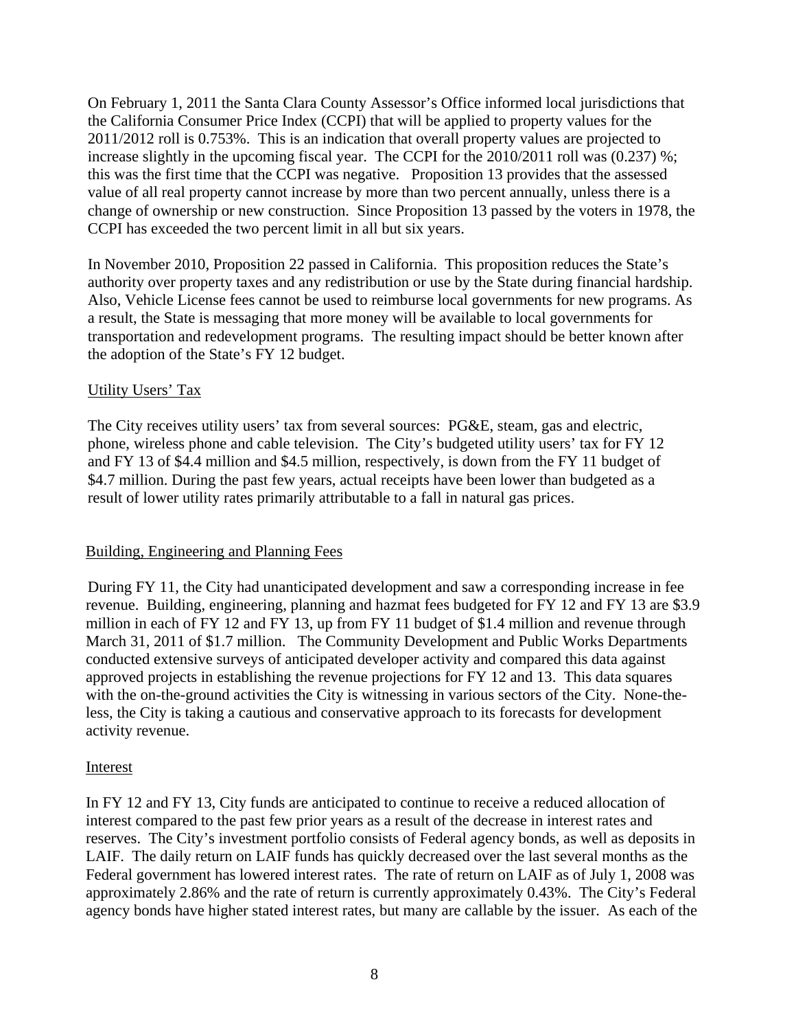On February 1, 2011 the Santa Clara County Assessor's Office informed local jurisdictions that the California Consumer Price Index (CCPI) that will be applied to property values for the 2011/2012 roll is 0.753%. This is an indication that overall property values are projected to increase slightly in the upcoming fiscal year. The CCPI for the 2010/2011 roll was (0.237) %; this was the first time that the CCPI was negative. Proposition 13 provides that the assessed value of all real property cannot increase by more than two percent annually, unless there is a change of ownership or new construction. Since Proposition 13 passed by the voters in 1978, the CCPI has exceeded the two percent limit in all but six years.

In November 2010, Proposition 22 passed in California. This proposition reduces the State's authority over property taxes and any redistribution or use by the State during financial hardship. Also, Vehicle License fees cannot be used to reimburse local governments for new programs. As a result, the State is messaging that more money will be available to local governments for transportation and redevelopment programs. The resulting impact should be better known after the adoption of the State's FY 12 budget.

Utility Users' Tax

The City receives utility users' tax from several sources: PG&E, steam, gas and electric, phone, wireless phone and cable television. The City's budgeted utility users' tax for FY 12 and FY 13 of $4.4 million and $4.5 million, respectively, is down from the FY 11 budget of $4.7 million. During the past few years, actual receipts have been lower than budgeted as a result of lower utility rates primarily attributable to a fall in natural gas prices.

Building, Engineering and Planning Fees

During FY 11, the City had unanticipated development and saw a corresponding increase in fee revenue. Building, engineering, planning and hazmat fees budgeted for FY 12 and FY 13 are $3.9 million in each of FY 12 and FY 13, up from FY 11 budget of $1.4 million and revenue through March 31, 2011 of $1.7 million. The Community Development and Public Works Departments conducted extensive surveys of anticipated developer activity and compared this data against approved projects in establishing the revenue projections for FY 12 and 13. This data squares with the on-the-ground activities the City is witnessing in various sectors of the City. None-the-less, the City is taking a cautious and conservative approach to its forecasts for development activity revenue.

Interest

In FY 12 and FY 13, City funds are anticipated to continue to receive a reduced allocation of interest compared to the past few prior years as a result of the decrease in interest rates and reserves. The City's investment portfolio consists of Federal agency bonds, as well as deposits in LAIF. The daily return on LAIF funds has quickly decreased over the last several months as the Federal government has lowered interest rates. The rate of return on LAIF as of July 1, 2008 was approximately 2.86% and the rate of return is currently approximately 0.43%. The City's Federal agency bonds have higher stated interest rates, but many are callable by the issuer. As each of the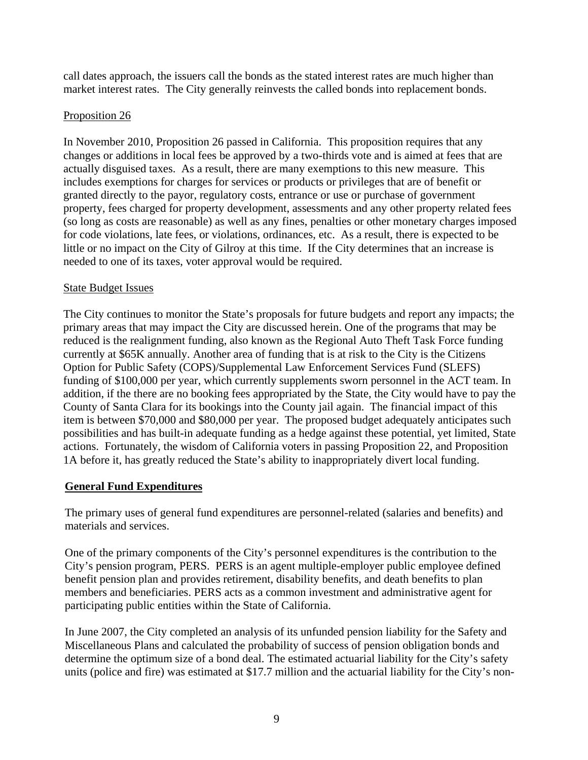call dates approach, the issuers call the bonds as the stated interest rates are much higher than market interest rates. The City generally reinvests the called bonds into replacement bonds.

Proposition 26

In November 2010, Proposition 26 passed in California. This proposition requires that any changes or additions in local fees be approved by a two-thirds vote and is aimed at fees that are actually disguised taxes. As a result, there are many exemptions to this new measure. This includes exemptions for charges for services or products or privileges that are of benefit or granted directly to the payor, regulatory costs, entrance or use or purchase of government property, fees charged for property development, assessments and any other property related fees (so long as costs are reasonable) as well as any fines, penalties or other monetary charges imposed for code violations, late fees, or violations, ordinances, etc. As a result, there is expected to be little or no impact on the City of Gilroy at this time. If the City determines that an increase is needed to one of its taxes, voter approval would be required.

State Budget Issues

The City continues to monitor the State's proposals for future budgets and report any impacts; the primary areas that may impact the City are discussed herein. One of the programs that may be reduced is the realignment funding, also known as the Regional Auto Theft Task Force funding currently at $65K annually. Another area of funding that is at risk to the City is the Citizens Option for Public Safety (COPS)/Supplemental Law Enforcement Services Fund (SLEFS) funding of $100,000 per year, which currently supplements sworn personnel in the ACT team. In addition, if the there are no booking fees appropriated by the State, the City would have to pay the County of Santa Clara for its bookings into the County jail again. The financial impact of this item is between $70,000 and $80,000 per year. The proposed budget adequately anticipates such possibilities and has built-in adequate funding as a hedge against these potential, yet limited, State actions. Fortunately, the wisdom of California voters in passing Proposition 22, and Proposition 1A before it, has greatly reduced the State's ability to inappropriately divert local funding.

## General Fund Expenditures

The primary uses of general fund expenditures are personnel-related (salaries and benefits) and materials and services.

One of the primary components of the City's personnel expenditures is the contribution to the City's pension program, PERS. PERS is an agent multiple-employer public employee defined benefit pension plan and provides retirement, disability benefits, and death benefits to plan members and beneficiaries. PERS acts as a common investment and administrative agent for participating public entities within the State of California.

In June 2007, the City completed an analysis of its unfunded pension liability for the Safety and Miscellaneous Plans and calculated the probability of success of pension obligation bonds and determine the optimum size of a bond deal. The estimated actuarial liability for the City's safety units (police and fire) was estimated at $17.7 million and the actuarial liability for the City's non-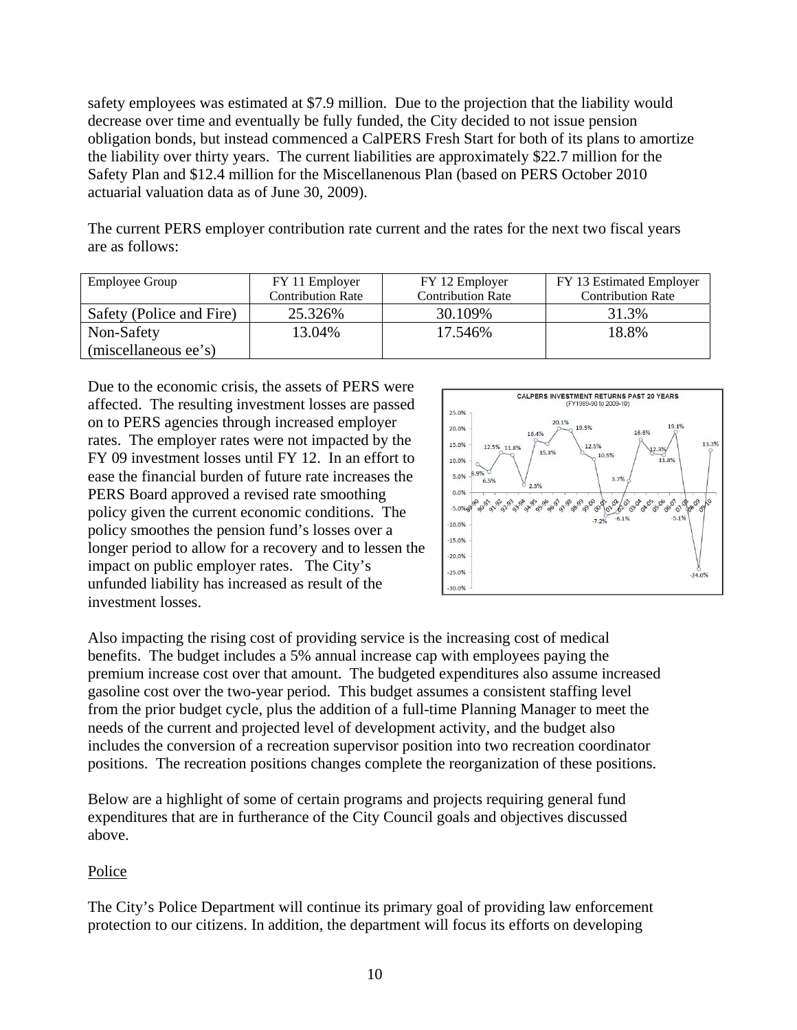safety employees was estimated at $7.9 million. Due to the projection that the liability would decrease over time and eventually be fully funded, the City decided to not issue pension obligation bonds, but instead commenced a CalPERS Fresh Start for both of its plans to amortize the liability over thirty years. The current liabilities are approximately $22.7 million for the Safety Plan and $12.4 million for the Miscellanenous Plan (based on PERS October 2010 actuarial valuation data as of June 30, 2009).

The current PERS employer contribution rate current and the rates for the next two fiscal years are as follows:

| Employee Group | FY 11 Employer Contribution Rate | FY 12 Employer Contribution Rate | FY 13 Estimated Employer Contribution Rate |
|---|---|---|---|
| Safety (Police and Fire) | 25.326% | 30.109% | 31.3% |
| Non-Safety (miscellaneous ee's) | 13.04% | 17.546% | 18.8% |

Due to the economic crisis, the assets of PERS were affected. The resulting investment losses are passed on to PERS agencies through increased employer rates. The employer rates were not impacted by the FY 09 investment losses until FY 12. In an effort to ease the financial burden of future rate increases the PERS Board approved a revised rate smoothing policy given the current economic conditions. The policy smoothes the pension fund's losses over a longer period to allow for a recovery and to lessen the impact on public employer rates. The City's unfunded liability has increased as result of the investment losses.

CALPERS INVESTMENT RETURNS PAST 20 YEARS (FY1989-90 to 2009-10)

Also impacting the rising cost of providing service is the increasing cost of medical benefits. The budget includes a 5% annual increase cap with employees paying the premium increase cost over that amount. The budgeted expenditures also assume increased gasoline cost over the two-year period. This budget assumes a consistent staffing level from the prior budget cycle, plus the addition of a full-time Planning Manager to meet the needs of the current and projected level of development activity, and the budget also includes the conversion of a recreation supervisor position into two recreation coordinator positions. The recreation positions changes complete the reorganization of these positions.

Below are a highlight of some of certain programs and projects requiring general fund expenditures that are in furtherance of the City Council goals and objectives discussed above.

Police

The City's Police Department will continue its primary goal of providing law enforcement protection to our citizens. In addition, the department will focus its efforts on developing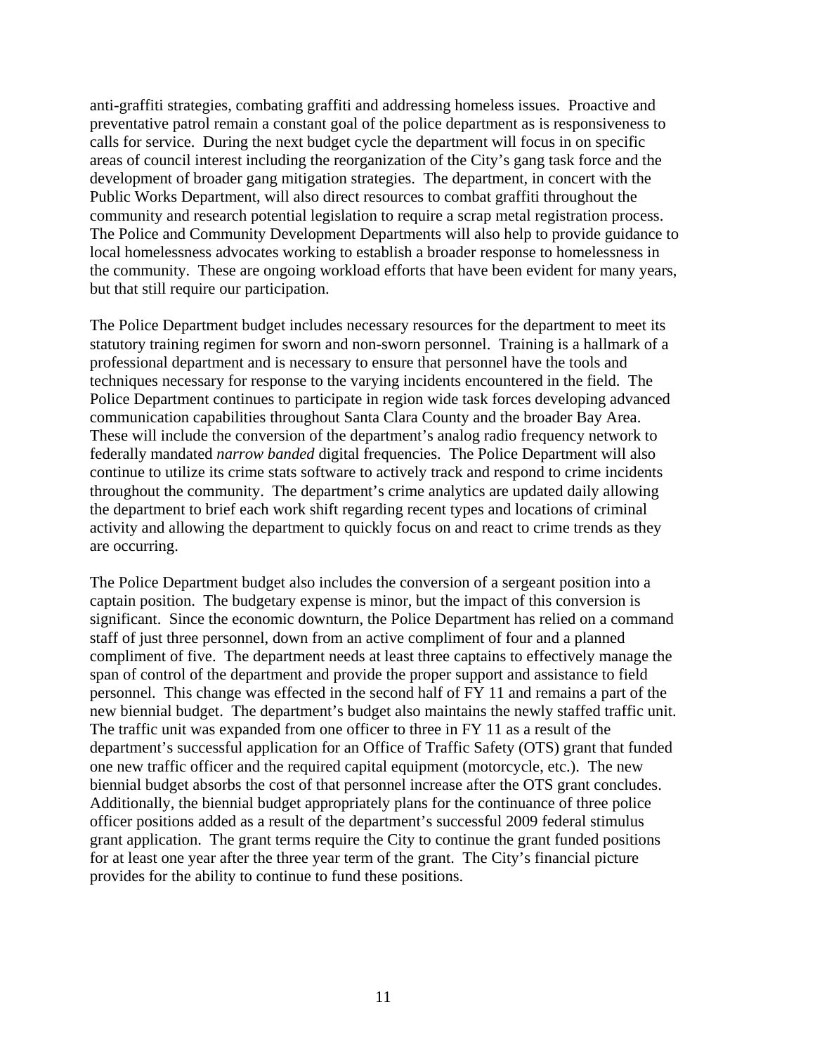anti-graffiti strategies, combating graffiti and addressing homeless issues. Proactive and preventative patrol remain a constant goal of the police department as is responsiveness to calls for service. During the next budget cycle the department will focus in on specific areas of council interest including the reorganization of the City's gang task force and the development of broader gang mitigation strategies. The department, in concert with the Public Works Department, will also direct resources to combat graffiti throughout the community and research potential legislation to require a scrap metal registration process. The Police and Community Development Departments will also help to provide guidance to local homelessness advocates working to establish a broader response to homelessness in the community. These are ongoing workload efforts that have been evident for many years, but that still require our participation.

The Police Department budget includes necessary resources for the department to meet its statutory training regimen for sworn and non-sworn personnel. Training is a hallmark of a professional department and is necessary to ensure that personnel have the tools and techniques necessary for response to the varying incidents encountered in the field. The Police Department continues to participate in region wide task forces developing advanced communication capabilities throughout Santa Clara County and the broader Bay Area. These will include the conversion of the department's analog radio frequency network to federally mandated *narrow banded* digital frequencies. The Police Department will also continue to utilize its crime stats software to actively track and respond to crime incidents throughout the community. The department's crime analytics are updated daily allowing the department to brief each work shift regarding recent types and locations of criminal activity and allowing the department to quickly focus on and react to crime trends as they are occurring.

The Police Department budget also includes the conversion of a sergeant position into a captain position. The budgetary expense is minor, but the impact of this conversion is significant. Since the economic downturn, the Police Department has relied on a command staff of just three personnel, down from an active compliment of four and a planned compliment of five. The department needs at least three captains to effectively manage the span of control of the department and provide the proper support and assistance to field personnel. This change was effected in the second half of FY 11 and remains a part of the new biennial budget. The department's budget also maintains the newly staffed traffic unit. The traffic unit was expanded from one officer to three in FY 11 as a result of the department's successful application for an Office of Traffic Safety (OTS) grant that funded one new traffic officer and the required capital equipment (motorcycle, etc.). The new biennial budget absorbs the cost of that personnel increase after the OTS grant concludes. Additionally, the biennial budget appropriately plans for the continuance of three police officer positions added as a result of the department's successful 2009 federal stimulus grant application. The grant terms require the City to continue the grant funded positions for at least one year after the three year term of the grant. The City's financial picture provides for the ability to continue to fund these positions.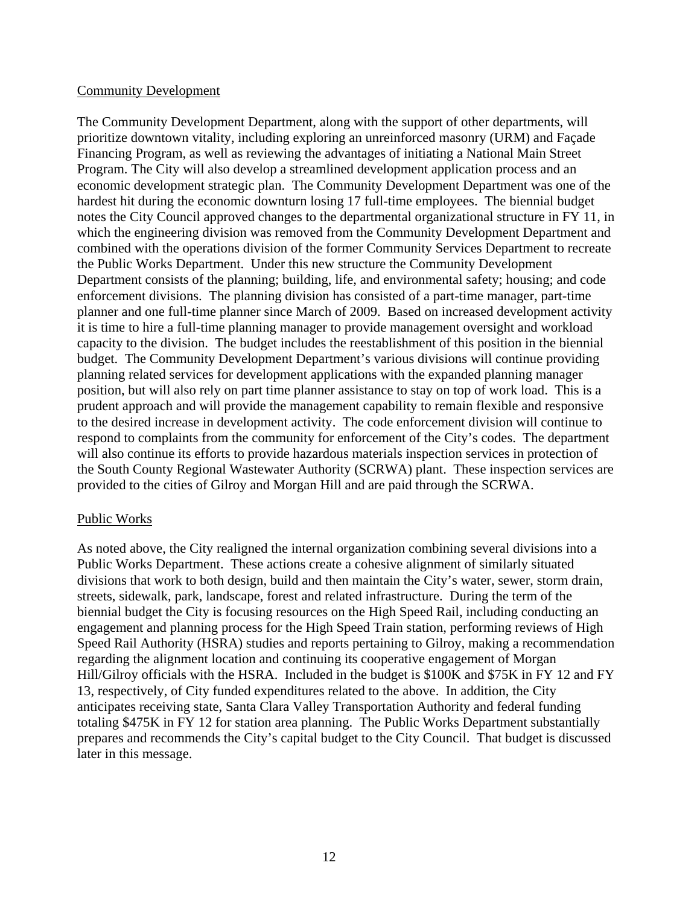## Community Development

The Community Development Department, along with the support of other departments, will prioritize downtown vitality, including exploring an unreinforced masonry (URM) and Façade Financing Program, as well as reviewing the advantages of initiating a National Main Street Program. The City will also develop a streamlined development application process and an economic development strategic plan. The Community Development Department was one of the hardest hit during the economic downturn losing 17 full-time employees. The biennial budget notes the City Council approved changes to the departmental organizational structure in FY 11, in which the engineering division was removed from the Community Development Department and combined with the operations division of the former Community Services Department to recreate the Public Works Department. Under this new structure the Community Development Department consists of the planning; building, life, and environmental safety; housing; and code enforcement divisions. The planning division has consisted of a part-time manager, part-time planner and one full-time planner since March of 2009. Based on increased development activity it is time to hire a full-time planning manager to provide management oversight and workload capacity to the division. The budget includes the reestablishment of this position in the biennial budget. The Community Development Department's various divisions will continue providing planning related services for development applications with the expanded planning manager position, but will also rely on part time planner assistance to stay on top of work load. This is a prudent approach and will provide the management capability to remain flexible and responsive to the desired increase in development activity. The code enforcement division will continue to respond to complaints from the community for enforcement of the City's codes. The department will also continue its efforts to provide hazardous materials inspection services in protection of the South County Regional Wastewater Authority (SCRWA) plant. These inspection services are provided to the cities of Gilroy and Morgan Hill and are paid through the SCRWA.

## Public Works

As noted above, the City realigned the internal organization combining several divisions into a Public Works Department. These actions create a cohesive alignment of similarly situated divisions that work to both design, build and then maintain the City's water, sewer, storm drain, streets, sidewalk, park, landscape, forest and related infrastructure. During the term of the biennial budget the City is focusing resources on the High Speed Rail, including conducting an engagement and planning process for the High Speed Train station, performing reviews of High Speed Rail Authority (HSRA) studies and reports pertaining to Gilroy, making a recommendation regarding the alignment location and continuing its cooperative engagement of Morgan Hill/Gilroy officials with the HSRA. Included in the budget is $100K and $75K in FY 12 and FY 13, respectively, of City funded expenditures related to the above. In addition, the City anticipates receiving state, Santa Clara Valley Transportation Authority and federal funding totaling $475K in FY 12 for station area planning. The Public Works Department substantially prepares and recommends the City's capital budget to the City Council. That budget is discussed later in this message.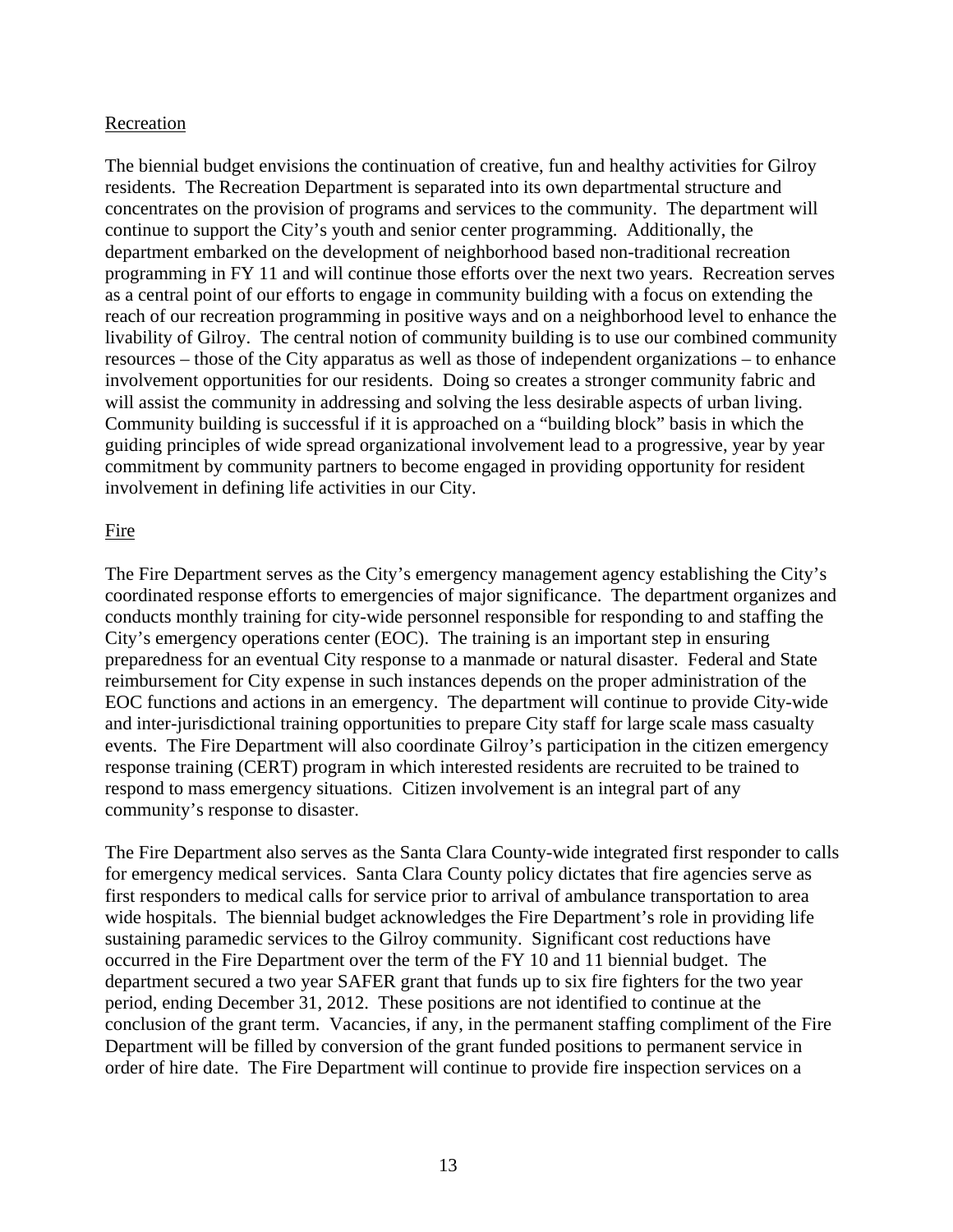## Recreation

The biennial budget envisions the continuation of creative, fun and healthy activities for Gilroy residents. The Recreation Department is separated into its own departmental structure and concentrates on the provision of programs and services to the community. The department will continue to support the City's youth and senior center programming. Additionally, the department embarked on the development of neighborhood based non-traditional recreation programming in FY 11 and will continue those efforts over the next two years. Recreation serves as a central point of our efforts to engage in community building with a focus on extending the reach of our recreation programming in positive ways and on a neighborhood level to enhance the livability of Gilroy. The central notion of community building is to use our combined community resources – those of the City apparatus as well as those of independent organizations – to enhance involvement opportunities for our residents. Doing so creates a stronger community fabric and will assist the community in addressing and solving the less desirable aspects of urban living. Community building is successful if it is approached on a "building block" basis in which the guiding principles of wide spread organizational involvement lead to a progressive, year by year commitment by community partners to become engaged in providing opportunity for resident involvement in defining life activities in our City.

## Fire

The Fire Department serves as the City's emergency management agency establishing the City's coordinated response efforts to emergencies of major significance. The department organizes and conducts monthly training for city-wide personnel responsible for responding to and staffing the City's emergency operations center (EOC). The training is an important step in ensuring preparedness for an eventual City response to a manmade or natural disaster. Federal and State reimbursement for City expense in such instances depends on the proper administration of the EOC functions and actions in an emergency. The department will continue to provide City-wide and inter-jurisdictional training opportunities to prepare City staff for large scale mass casualty events. The Fire Department will also coordinate Gilroy's participation in the citizen emergency response training (CERT) program in which interested residents are recruited to be trained to respond to mass emergency situations. Citizen involvement is an integral part of any community's response to disaster.

The Fire Department also serves as the Santa Clara County-wide integrated first responder to calls for emergency medical services. Santa Clara County policy dictates that fire agencies serve as first responders to medical calls for service prior to arrival of ambulance transportation to area wide hospitals. The biennial budget acknowledges the Fire Department's role in providing life sustaining paramedic services to the Gilroy community. Significant cost reductions have occurred in the Fire Department over the term of the FY 10 and 11 biennial budget. The department secured a two year SAFER grant that funds up to six fire fighters for the two year period, ending December 31, 2012. These positions are not identified to continue at the conclusion of the grant term. Vacancies, if any, in the permanent staffing compliment of the Fire Department will be filled by conversion of the grant funded positions to permanent service in order of hire date. The Fire Department will continue to provide fire inspection services on a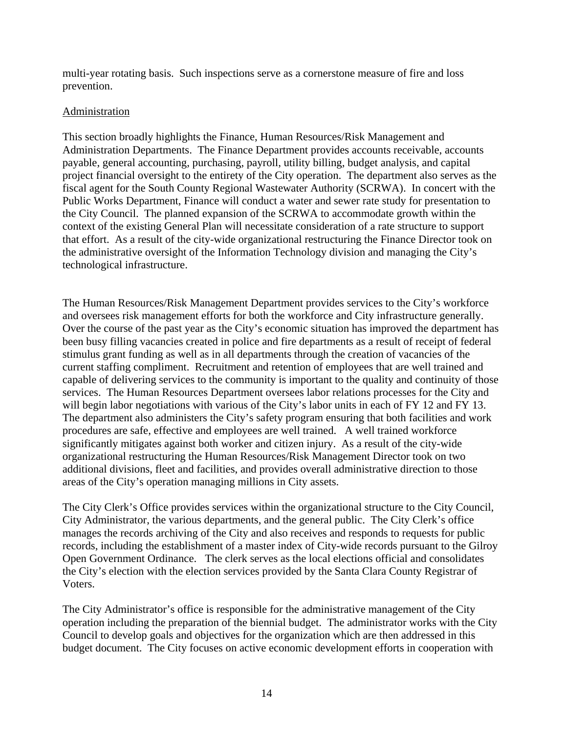multi-year rotating basis. Such inspections serve as a cornerstone measure of fire and loss prevention.

Administration

This section broadly highlights the Finance, Human Resources/Risk Management and Administration Departments. The Finance Department provides accounts receivable, accounts payable, general accounting, purchasing, payroll, utility billing, budget analysis, and capital project financial oversight to the entirety of the City operation. The department also serves as the fiscal agent for the South County Regional Wastewater Authority (SCRWA). In concert with the Public Works Department, Finance will conduct a water and sewer rate study for presentation to the City Council. The planned expansion of the SCRWA to accommodate growth within the context of the existing General Plan will necessitate consideration of a rate structure to support that effort. As a result of the city-wide organizational restructuring the Finance Director took on the administrative oversight of the Information Technology division and managing the City's technological infrastructure.

The Human Resources/Risk Management Department provides services to the City's workforce and oversees risk management efforts for both the workforce and City infrastructure generally. Over the course of the past year as the City's economic situation has improved the department has been busy filling vacancies created in police and fire departments as a result of receipt of federal stimulus grant funding as well as in all departments through the creation of vacancies of the current staffing compliment. Recruitment and retention of employees that are well trained and capable of delivering services to the community is important to the quality and continuity of those services. The Human Resources Department oversees labor relations processes for the City and will begin labor negotiations with various of the City's labor units in each of FY 12 and FY 13. The department also administers the City's safety program ensuring that both facilities and work procedures are safe, effective and employees are well trained. A well trained workforce significantly mitigates against both worker and citizen injury. As a result of the city-wide organizational restructuring the Human Resources/Risk Management Director took on two additional divisions, fleet and facilities, and provides overall administrative direction to those areas of the City's operation managing millions in City assets.

The City Clerk's Office provides services within the organizational structure to the City Council, City Administrator, the various departments, and the general public. The City Clerk's office manages the records archiving of the City and also receives and responds to requests for public records, including the establishment of a master index of City-wide records pursuant to the Gilroy Open Government Ordinance. The clerk serves as the local elections official and consolidates the City's election with the election services provided by the Santa Clara County Registrar of Voters.

The City Administrator's office is responsible for the administrative management of the City operation including the preparation of the biennial budget. The administrator works with the City Council to develop goals and objectives for the organization which are then addressed in this budget document. The City focuses on active economic development efforts in cooperation with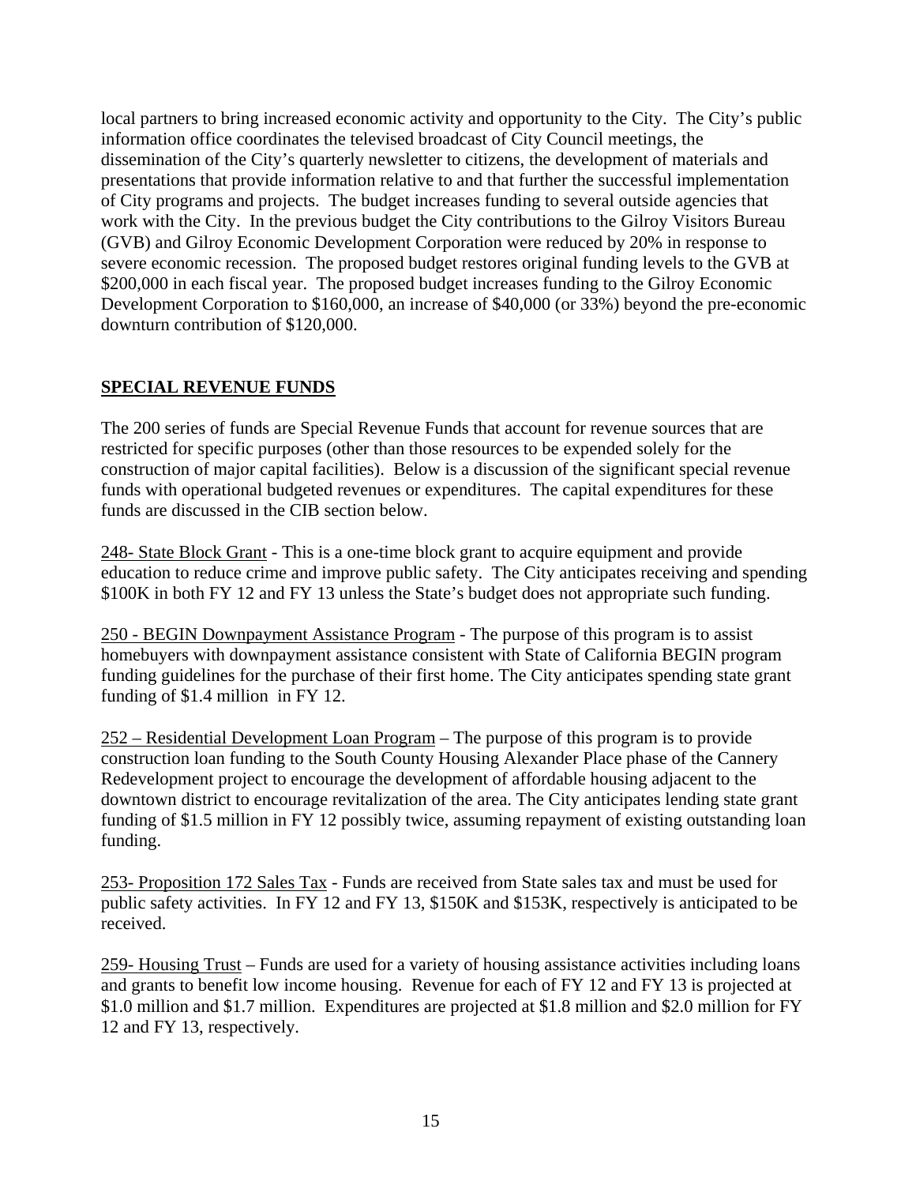local partners to bring increased economic activity and opportunity to the City. The City's public information office coordinates the televised broadcast of City Council meetings, the dissemination of the City's quarterly newsletter to citizens, the development of materials and presentations that provide information relative to and that further the successful implementation of City programs and projects. The budget increases funding to several outside agencies that work with the City. In the previous budget the City contributions to the Gilroy Visitors Bureau (GVB) and Gilroy Economic Development Corporation were reduced by 20% in response to severe economic recession. The proposed budget restores original funding levels to the GVB at $200,000 in each fiscal year. The proposed budget increases funding to the Gilroy Economic Development Corporation to $160,000, an increase of $40,000 (or 33%) beyond the pre-economic downturn contribution of $120,000.

## SPECIAL REVENUE FUNDS

The 200 series of funds are Special Revenue Funds that account for revenue sources that are restricted for specific purposes (other than those resources to be expended solely for the construction of major capital facilities). Below is a discussion of the significant special revenue funds with operational budgeted revenues or expenditures. The capital expenditures for these funds are discussed in the CIB section below.

<u>248- State Block Grant</u> - This is a one-time block grant to acquire equipment and provide education to reduce crime and improve public safety. The City anticipates receiving and spending $100K in both FY 12 and FY 13 unless the State's budget does not appropriate such funding.

<u>250 - BEGIN Downpayment Assistance Program</u> - The purpose of this program is to assist homebuyers with downpayment assistance consistent with State of California BEGIN program funding guidelines for the purchase of their first home. The City anticipates spending state grant funding of $1.4 million in FY 12.

<u>252 – Residential Development Loan Program</u> – The purpose of this program is to provide construction loan funding to the South County Housing Alexander Place phase of the Cannery Redevelopment project to encourage the development of affordable housing adjacent to the downtown district to encourage revitalization of the area. The City anticipates lending state grant funding of $1.5 million in FY 12 possibly twice, assuming repayment of existing outstanding loan funding.

<u>253- Proposition 172 Sales Tax</u> - Funds are received from State sales tax and must be used for public safety activities. In FY 12 and FY 13, $150K and $153K, respectively is anticipated to be received.

<u>259- Housing Trust</u> – Funds are used for a variety of housing assistance activities including loans and grants to benefit low income housing. Revenue for each of FY 12 and FY 13 is projected at $1.0 million and $1.7 million. Expenditures are projected at $1.8 million and $2.0 million for FY 12 and FY 13, respectively.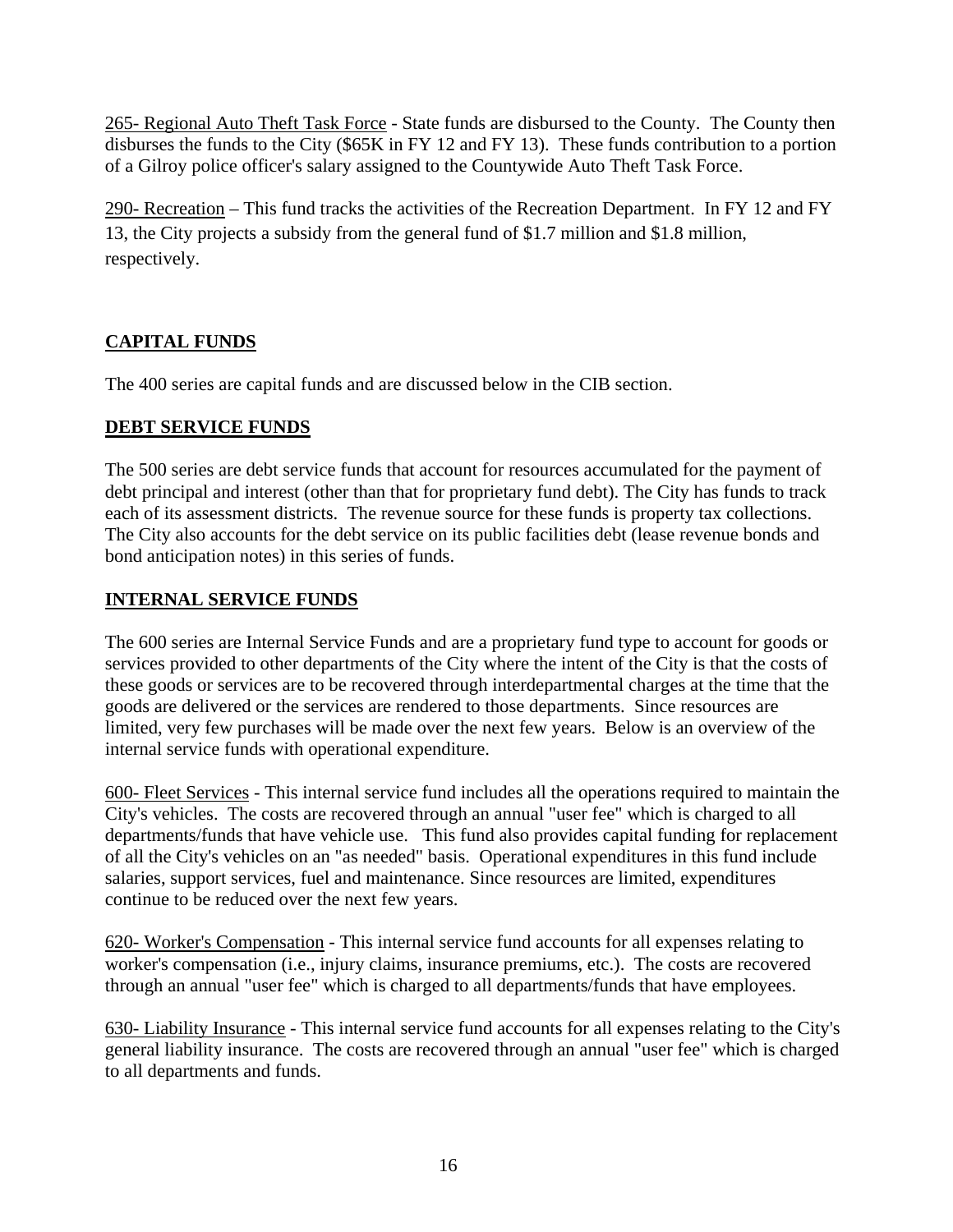265- Regional Auto Theft Task Force - State funds are disbursed to the County. The County then disburses the funds to the City ($65K in FY 12 and FY 13). These funds contribution to a portion of a Gilroy police officer's salary assigned to the Countywide Auto Theft Task Force.

290- Recreation – This fund tracks the activities of the Recreation Department. In FY 12 and FY 13, the City projects a subsidy from the general fund of $1.7 million and $1.8 million, respectively.

## CAPITAL FUNDS

The 400 series are capital funds and are discussed below in the CIB section.

## DEBT SERVICE FUNDS

The 500 series are debt service funds that account for resources accumulated for the payment of debt principal and interest (other than that for proprietary fund debt). The City has funds to track each of its assessment districts. The revenue source for these funds is property tax collections. The City also accounts for the debt service on its public facilities debt (lease revenue bonds and bond anticipation notes) in this series of funds.

## INTERNAL SERVICE FUNDS

The 600 series are Internal Service Funds and are a proprietary fund type to account for goods or services provided to other departments of the City where the intent of the City is that the costs of these goods or services are to be recovered through interdepartmental charges at the time that the goods are delivered or the services are rendered to those departments. Since resources are limited, very few purchases will be made over the next few years. Below is an overview of the internal service funds with operational expenditure.

600- Fleet Services - This internal service fund includes all the operations required to maintain the City's vehicles. The costs are recovered through an annual "user fee" which is charged to all departments/funds that have vehicle use. This fund also provides capital funding for replacement of all the City's vehicles on an "as needed" basis. Operational expenditures in this fund include salaries, support services, fuel and maintenance. Since resources are limited, expenditures continue to be reduced over the next few years.

620- Worker's Compensation - This internal service fund accounts for all expenses relating to worker's compensation (i.e., injury claims, insurance premiums, etc.). The costs are recovered through an annual "user fee" which is charged to all departments/funds that have employees.

630- Liability Insurance - This internal service fund accounts for all expenses relating to the City's general liability insurance. The costs are recovered through an annual "user fee" which is charged to all departments and funds.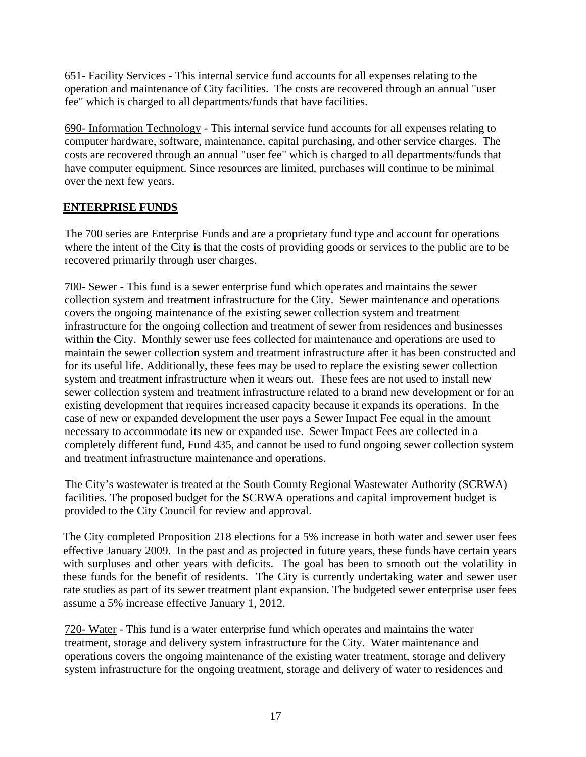651- Facility Services - This internal service fund accounts for all expenses relating to the operation and maintenance of City facilities. The costs are recovered through an annual "user fee" which is charged to all departments/funds that have facilities.

690- Information Technology - This internal service fund accounts for all expenses relating to computer hardware, software, maintenance, capital purchasing, and other service charges. The costs are recovered through an annual "user fee" which is charged to all departments/funds that have computer equipment. Since resources are limited, purchases will continue to be minimal over the next few years.

## ENTERPRISE FUNDS

The 700 series are Enterprise Funds and are a proprietary fund type and account for operations where the intent of the City is that the costs of providing goods or services to the public are to be recovered primarily through user charges.

700- Sewer - This fund is a sewer enterprise fund which operates and maintains the sewer collection system and treatment infrastructure for the City. Sewer maintenance and operations covers the ongoing maintenance of the existing sewer collection system and treatment infrastructure for the ongoing collection and treatment of sewer from residences and businesses within the City. Monthly sewer use fees collected for maintenance and operations are used to maintain the sewer collection system and treatment infrastructure after it has been constructed and for its useful life. Additionally, these fees may be used to replace the existing sewer collection system and treatment infrastructure when it wears out. These fees are not used to install new sewer collection system and treatment infrastructure related to a brand new development or for an existing development that requires increased capacity because it expands its operations. In the case of new or expanded development the user pays a Sewer Impact Fee equal in the amount necessary to accommodate its new or expanded use. Sewer Impact Fees are collected in a completely different fund, Fund 435, and cannot be used to fund ongoing sewer collection system and treatment infrastructure maintenance and operations.

The City's wastewater is treated at the South County Regional Wastewater Authority (SCRWA) facilities. The proposed budget for the SCRWA operations and capital improvement budget is provided to the City Council for review and approval.

The City completed Proposition 218 elections for a 5% increase in both water and sewer user fees effective January 2009. In the past and as projected in future years, these funds have certain years with surpluses and other years with deficits. The goal has been to smooth out the volatility in these funds for the benefit of residents. The City is currently undertaking water and sewer user rate studies as part of its sewer treatment plant expansion. The budgeted sewer enterprise user fees assume a 5% increase effective January 1, 2012.

720- Water - This fund is a water enterprise fund which operates and maintains the water treatment, storage and delivery system infrastructure for the City. Water maintenance and operations covers the ongoing maintenance of the existing water treatment, storage and delivery system infrastructure for the ongoing treatment, storage and delivery of water to residences and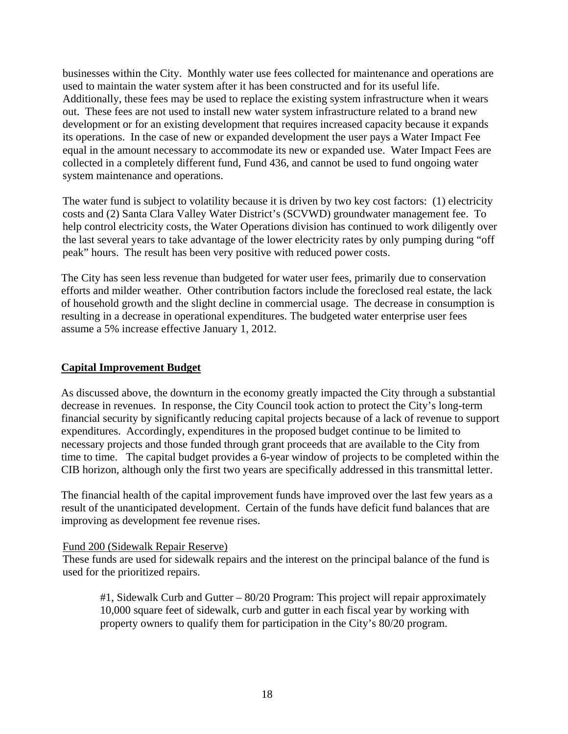businesses within the City. Monthly water use fees collected for maintenance and operations are used to maintain the water system after it has been constructed and for its useful life. Additionally, these fees may be used to replace the existing system infrastructure when it wears out. These fees are not used to install new water system infrastructure related to a brand new development or for an existing development that requires increased capacity because it expands its operations. In the case of new or expanded development the user pays a Water Impact Fee equal in the amount necessary to accommodate its new or expanded use. Water Impact Fees are collected in a completely different fund, Fund 436, and cannot be used to fund ongoing water system maintenance and operations.

The water fund is subject to volatility because it is driven by two key cost factors: (1) electricity costs and (2) Santa Clara Valley Water District's (SCVWD) groundwater management fee. To help control electricity costs, the Water Operations division has continued to work diligently over the last several years to take advantage of the lower electricity rates by only pumping during "off peak" hours. The result has been very positive with reduced power costs.

The City has seen less revenue than budgeted for water user fees, primarily due to conservation efforts and milder weather. Other contribution factors include the foreclosed real estate, the lack of household growth and the slight decline in commercial usage. The decrease in consumption is resulting in a decrease in operational expenditures. The budgeted water enterprise user fees assume a 5% increase effective January 1, 2012.

## Capital Improvement Budget

As discussed above, the downturn in the economy greatly impacted the City through a substantial decrease in revenues. In response, the City Council took action to protect the City's long-term financial security by significantly reducing capital projects because of a lack of revenue to support expenditures. Accordingly, expenditures in the proposed budget continue to be limited to necessary projects and those funded through grant proceeds that are available to the City from time to time. The capital budget provides a 6-year window of projects to be completed within the CIB horizon, although only the first two years are specifically addressed in this transmittal letter.

The financial health of the capital improvement funds have improved over the last few years as a result of the unanticipated development. Certain of the funds have deficit fund balances that are improving as development fee revenue rises.

Fund 200 (Sidewalk Repair Reserve)

These funds are used for sidewalk repairs and the interest on the principal balance of the fund is used for the prioritized repairs.

> #1, Sidewalk Curb and Gutter – 80/20 Program: This project will repair approximately 10,000 square feet of sidewalk, curb and gutter in each fiscal year by working with property owners to qualify them for participation in the City's 80/20 program.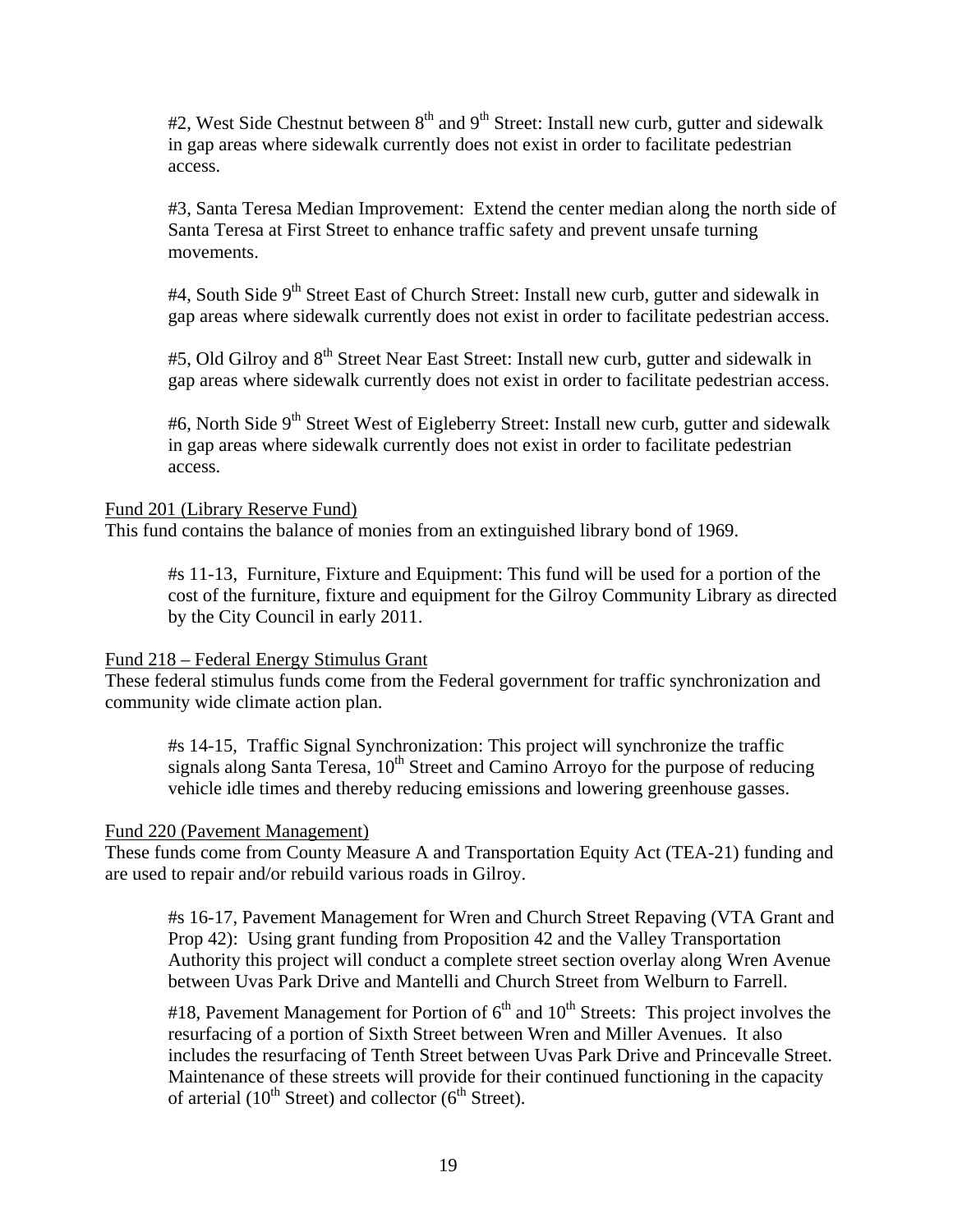#2, West Side Chestnut between 8th and 9th Street: Install new curb, gutter and sidewalk in gap areas where sidewalk currently does not exist in order to facilitate pedestrian access.

#3, Santa Teresa Median Improvement: Extend the center median along the north side of Santa Teresa at First Street to enhance traffic safety and prevent unsafe turning movements.

#4, South Side 9th Street East of Church Street: Install new curb, gutter and sidewalk in gap areas where sidewalk currently does not exist in order to facilitate pedestrian access.

#5, Old Gilroy and 8th Street Near East Street: Install new curb, gutter and sidewalk in gap areas where sidewalk currently does not exist in order to facilitate pedestrian access.

#6, North Side 9th Street West of Eigleberry Street: Install new curb, gutter and sidewalk in gap areas where sidewalk currently does not exist in order to facilitate pedestrian access.

<u>Fund 201 (Library Reserve Fund)</u>
This fund contains the balance of monies from an extinguished library bond of 1969.

#s 11-13, Furniture, Fixture and Equipment: This fund will be used for a portion of the cost of the furniture, fixture and equipment for the Gilroy Community Library as directed by the City Council in early 2011.

<u>Fund 218 – Federal Energy Stimulus Grant</u>
These federal stimulus funds come from the Federal government for traffic synchronization and community wide climate action plan.

#s 14-15, Traffic Signal Synchronization: This project will synchronize the traffic signals along Santa Teresa, 10th Street and Camino Arroyo for the purpose of reducing vehicle idle times and thereby reducing emissions and lowering greenhouse gasses.

<u>Fund 220 (Pavement Management)</u>
These funds come from County Measure A and Transportation Equity Act (TEA-21) funding and are used to repair and/or rebuild various roads in Gilroy.

#s 16-17, Pavement Management for Wren and Church Street Repaving (VTA Grant and Prop 42): Using grant funding from Proposition 42 and the Valley Transportation Authority this project will conduct a complete street section overlay along Wren Avenue between Uvas Park Drive and Mantelli and Church Street from Welburn to Farrell.

#18, Pavement Management for Portion of 6th and 10th Streets: This project involves the resurfacing of a portion of Sixth Street between Wren and Miller Avenues. It also includes the resurfacing of Tenth Street between Uvas Park Drive and Princevalle Street. Maintenance of these streets will provide for their continued functioning in the capacity of arterial (10th Street) and collector (6th Street).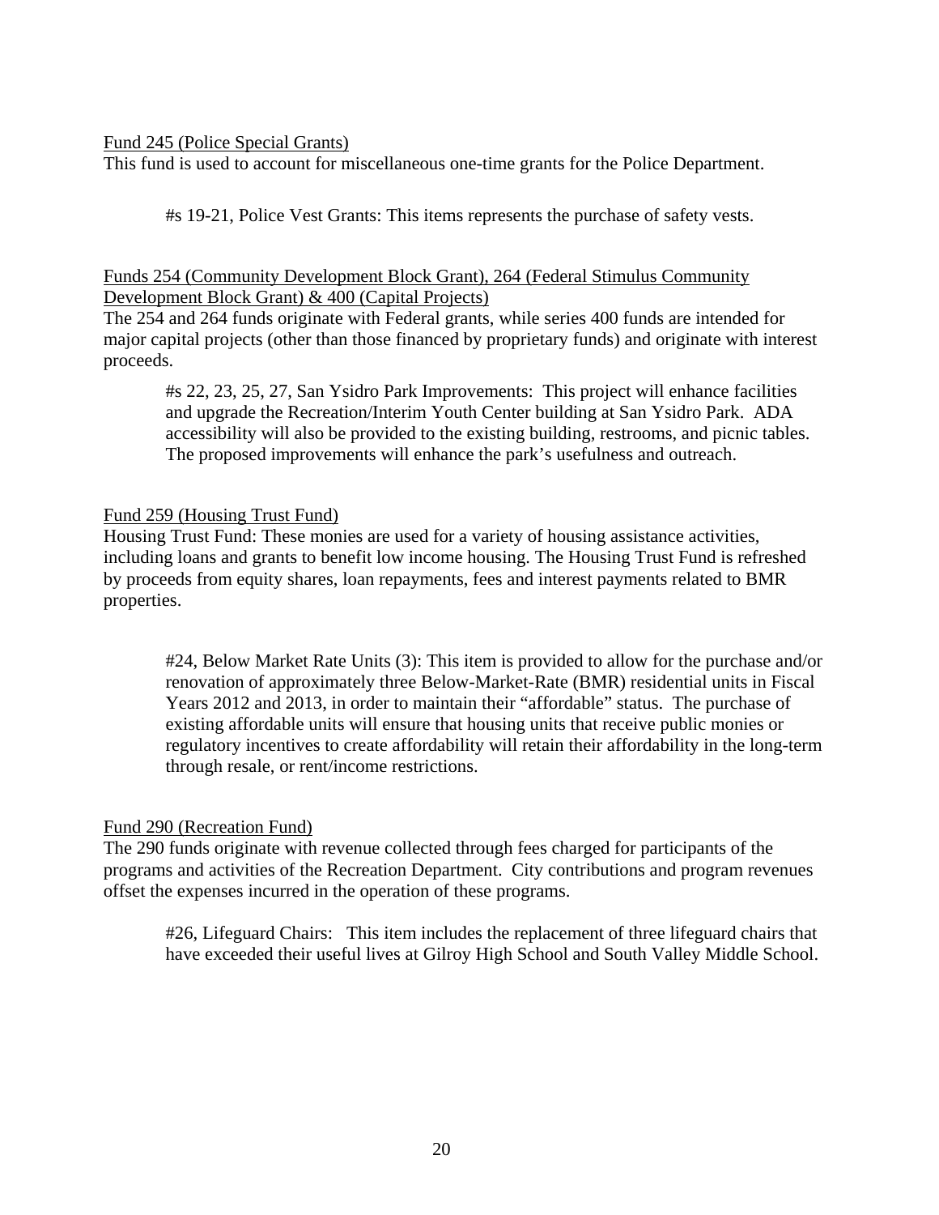Fund 245 (Police Special Grants)

This fund is used to account for miscellaneous one-time grants for the Police Department.

> #s 19-21, Police Vest Grants: This items represents the purchase of safety vests.

Funds 254 (Community Development Block Grant), 264 (Federal Stimulus Community Development Block Grant) & 400 (Capital Projects)

The 254 and 264 funds originate with Federal grants, while series 400 funds are intended for major capital projects (other than those financed by proprietary funds) and originate with interest proceeds.

> #s 22, 23, 25, 27, San Ysidro Park Improvements: This project will enhance facilities and upgrade the Recreation/Interim Youth Center building at San Ysidro Park. ADA accessibility will also be provided to the existing building, restrooms, and picnic tables. The proposed improvements will enhance the park's usefulness and outreach.

Fund 259 (Housing Trust Fund)

Housing Trust Fund: These monies are used for a variety of housing assistance activities, including loans and grants to benefit low income housing. The Housing Trust Fund is refreshed by proceeds from equity shares, loan repayments, fees and interest payments related to BMR properties.

> #24, Below Market Rate Units (3): This item is provided to allow for the purchase and/or renovation of approximately three Below-Market-Rate (BMR) residential units in Fiscal Years 2012 and 2013, in order to maintain their "affordable" status. The purchase of existing affordable units will ensure that housing units that receive public monies or regulatory incentives to create affordability will retain their affordability in the long-term through resale, or rent/income restrictions.

Fund 290 (Recreation Fund)

The 290 funds originate with revenue collected through fees charged for participants of the programs and activities of the Recreation Department. City contributions and program revenues offset the expenses incurred in the operation of these programs.

> #26, Lifeguard Chairs: This item includes the replacement of three lifeguard chairs that have exceeded their useful lives at Gilroy High School and South Valley Middle School.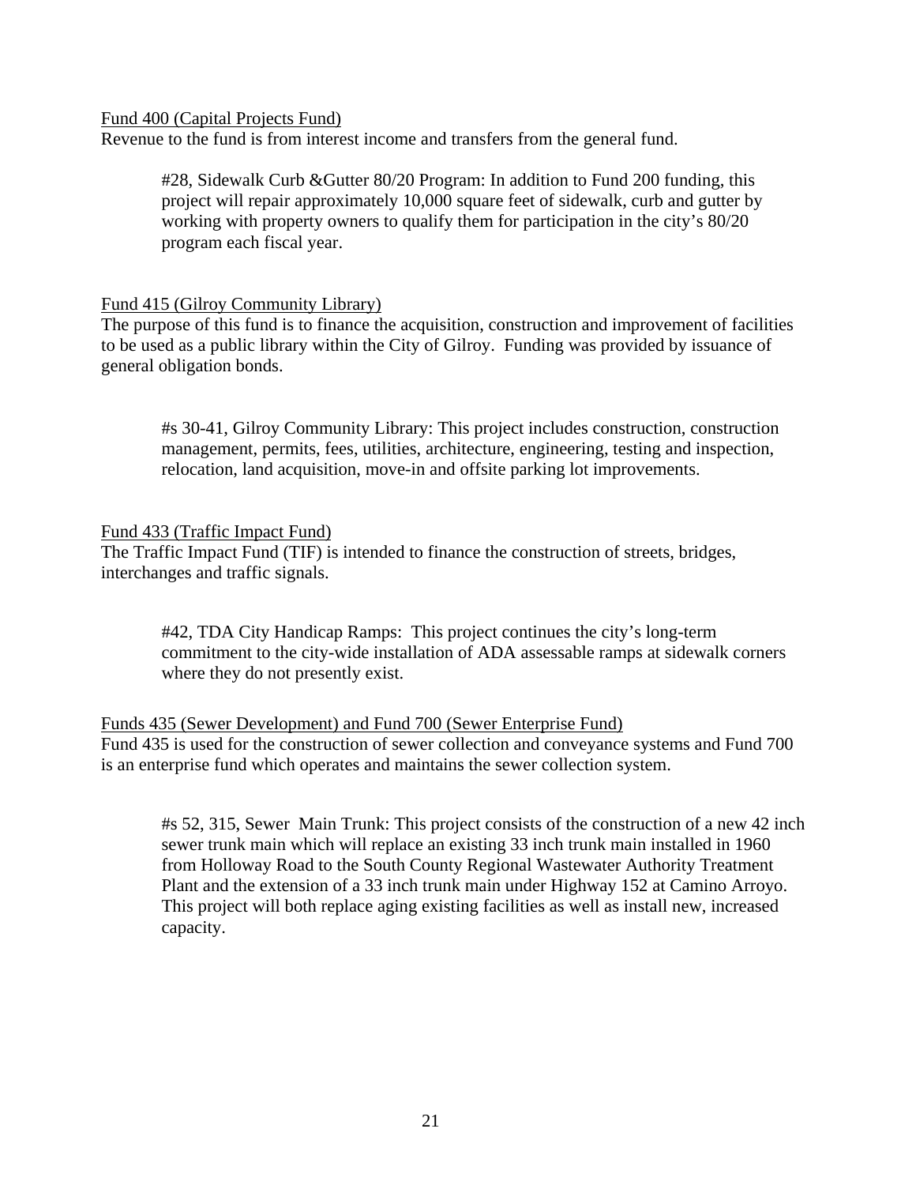Fund 400 (Capital Projects Fund)

Revenue to the fund is from interest income and transfers from the general fund.

> #28, Sidewalk Curb &Gutter 80/20 Program: In addition to Fund 200 funding, this project will repair approximately 10,000 square feet of sidewalk, curb and gutter by working with property owners to qualify them for participation in the city's 80/20 program each fiscal year.

Fund 415 (Gilroy Community Library)

The purpose of this fund is to finance the acquisition, construction and improvement of facilities to be used as a public library within the City of Gilroy. Funding was provided by issuance of general obligation bonds.

> #s 30-41, Gilroy Community Library: This project includes construction, construction management, permits, fees, utilities, architecture, engineering, testing and inspection, relocation, land acquisition, move-in and offsite parking lot improvements.

Fund 433 (Traffic Impact Fund)

The Traffic Impact Fund (TIF) is intended to finance the construction of streets, bridges, interchanges and traffic signals.

> #42, TDA City Handicap Ramps: This project continues the city's long-term commitment to the city-wide installation of ADA assessable ramps at sidewalk corners where they do not presently exist.

Funds 435 (Sewer Development) and Fund 700 (Sewer Enterprise Fund)

Fund 435 is used for the construction of sewer collection and conveyance systems and Fund 700 is an enterprise fund which operates and maintains the sewer collection system.

> #s 52, 315, Sewer Main Trunk: This project consists of the construction of a new 42 inch sewer trunk main which will replace an existing 33 inch trunk main installed in 1960 from Holloway Road to the South County Regional Wastewater Authority Treatment Plant and the extension of a 33 inch trunk main under Highway 152 at Camino Arroyo. This project will both replace aging existing facilities as well as install new, increased capacity.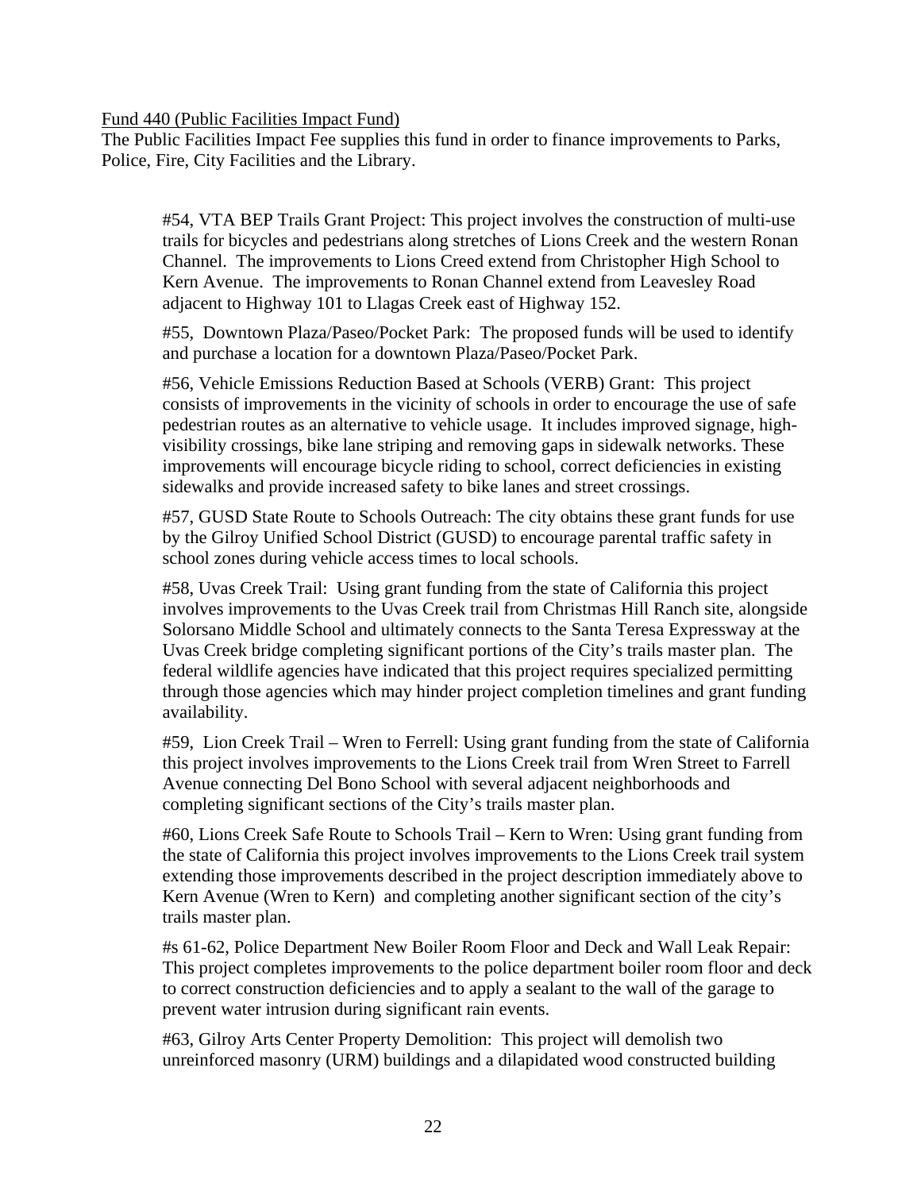<u>Fund 440 (Public Facilities Impact Fund)</u>

The Public Facilities Impact Fee supplies this fund in order to finance improvements to Parks, Police, Fire, City Facilities and the Library.

#54, VTA BEP Trails Grant Project: This project involves the construction of multi-use trails for bicycles and pedestrians along stretches of Lions Creek and the western Ronan Channel. The improvements to Lions Creed extend from Christopher High School to Kern Avenue. The improvements to Ronan Channel extend from Leavesley Road adjacent to Highway 101 to Llagas Creek east of Highway 152.

#55, Downtown Plaza/Paseo/Pocket Park: The proposed funds will be used to identify and purchase a location for a downtown Plaza/Paseo/Pocket Park.

#56, Vehicle Emissions Reduction Based at Schools (VERB) Grant: This project consists of improvements in the vicinity of schools in order to encourage the use of safe pedestrian routes as an alternative to vehicle usage. It includes improved signage, high-visibility crossings, bike lane striping and removing gaps in sidewalk networks. These improvements will encourage bicycle riding to school, correct deficiencies in existing sidewalks and provide increased safety to bike lanes and street crossings.

#57, GUSD State Route to Schools Outreach: The city obtains these grant funds for use by the Gilroy Unified School District (GUSD) to encourage parental traffic safety in school zones during vehicle access times to local schools.

#58, Uvas Creek Trail: Using grant funding from the state of California this project involves improvements to the Uvas Creek trail from Christmas Hill Ranch site, alongside Solorsano Middle School and ultimately connects to the Santa Teresa Expressway at the Uvas Creek bridge completing significant portions of the City's trails master plan. The federal wildlife agencies have indicated that this project requires specialized permitting through those agencies which may hinder project completion timelines and grant funding availability.

#59, Lion Creek Trail – Wren to Ferrell: Using grant funding from the state of California this project involves improvements to the Lions Creek trail from Wren Street to Farrell Avenue connecting Del Bono School with several adjacent neighborhoods and completing significant sections of the City's trails master plan.

#60, Lions Creek Safe Route to Schools Trail – Kern to Wren: Using grant funding from the state of California this project involves improvements to the Lions Creek trail system extending those improvements described in the project description immediately above to Kern Avenue (Wren to Kern) and completing another significant section of the city's trails master plan.

#s 61-62, Police Department New Boiler Room Floor and Deck and Wall Leak Repair: This project completes improvements to the police department boiler room floor and deck to correct construction deficiencies and to apply a sealant to the wall of the garage to prevent water intrusion during significant rain events.

#63, Gilroy Arts Center Property Demolition: This project will demolish two unreinforced masonry (URM) buildings and a dilapidated wood constructed building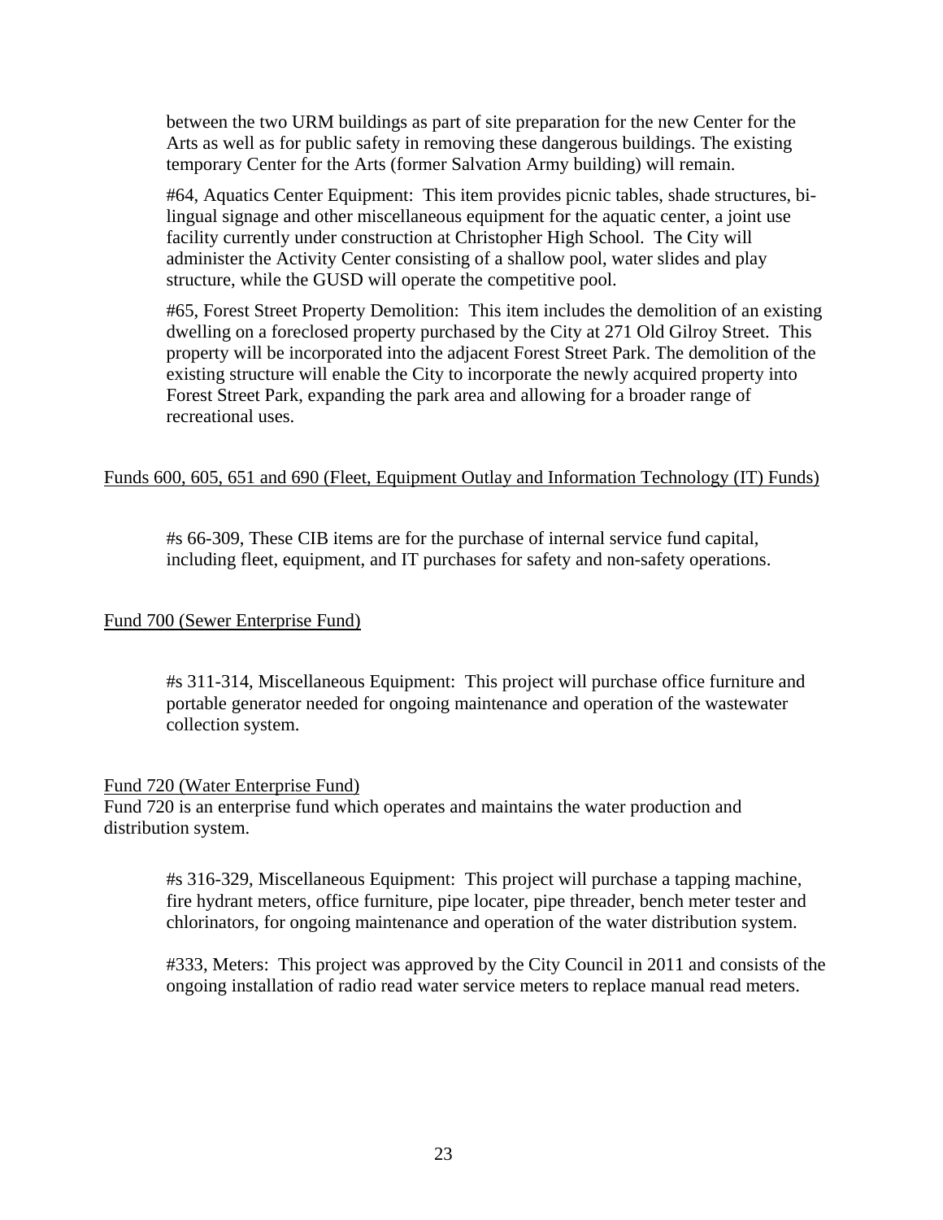between the two URM buildings as part of site preparation for the new Center for the Arts as well as for public safety in removing these dangerous buildings. The existing temporary Center for the Arts (former Salvation Army building) will remain.

#64, Aquatics Center Equipment: This item provides picnic tables, shade structures, bi-lingual signage and other miscellaneous equipment for the aquatic center, a joint use facility currently under construction at Christopher High School. The City will administer the Activity Center consisting of a shallow pool, water slides and play structure, while the GUSD will operate the competitive pool.

#65, Forest Street Property Demolition: This item includes the demolition of an existing dwelling on a foreclosed property purchased by the City at 271 Old Gilroy Street. This property will be incorporated into the adjacent Forest Street Park. The demolition of the existing structure will enable the City to incorporate the newly acquired property into Forest Street Park, expanding the park area and allowing for a broader range of recreational uses.

<u>Funds 600, 605, 651 and 690 (Fleet, Equipment Outlay and Information Technology (IT) Funds)</u>

#s 66-309, These CIB items are for the purchase of internal service fund capital, including fleet, equipment, and IT purchases for safety and non-safety operations.

<u>Fund 700 (Sewer Enterprise Fund)</u>

#s 311-314, Miscellaneous Equipment: This project will purchase office furniture and portable generator needed for ongoing maintenance and operation of the wastewater collection system.

<u>Fund 720 (Water Enterprise Fund)</u>

Fund 720 is an enterprise fund which operates and maintains the water production and distribution system.

#s 316-329, Miscellaneous Equipment: This project will purchase a tapping machine, fire hydrant meters, office furniture, pipe locater, pipe threader, bench meter tester and chlorinators, for ongoing maintenance and operation of the water distribution system.

#333, Meters: This project was approved by the City Council in 2011 and consists of the ongoing installation of radio read water service meters to replace manual read meters.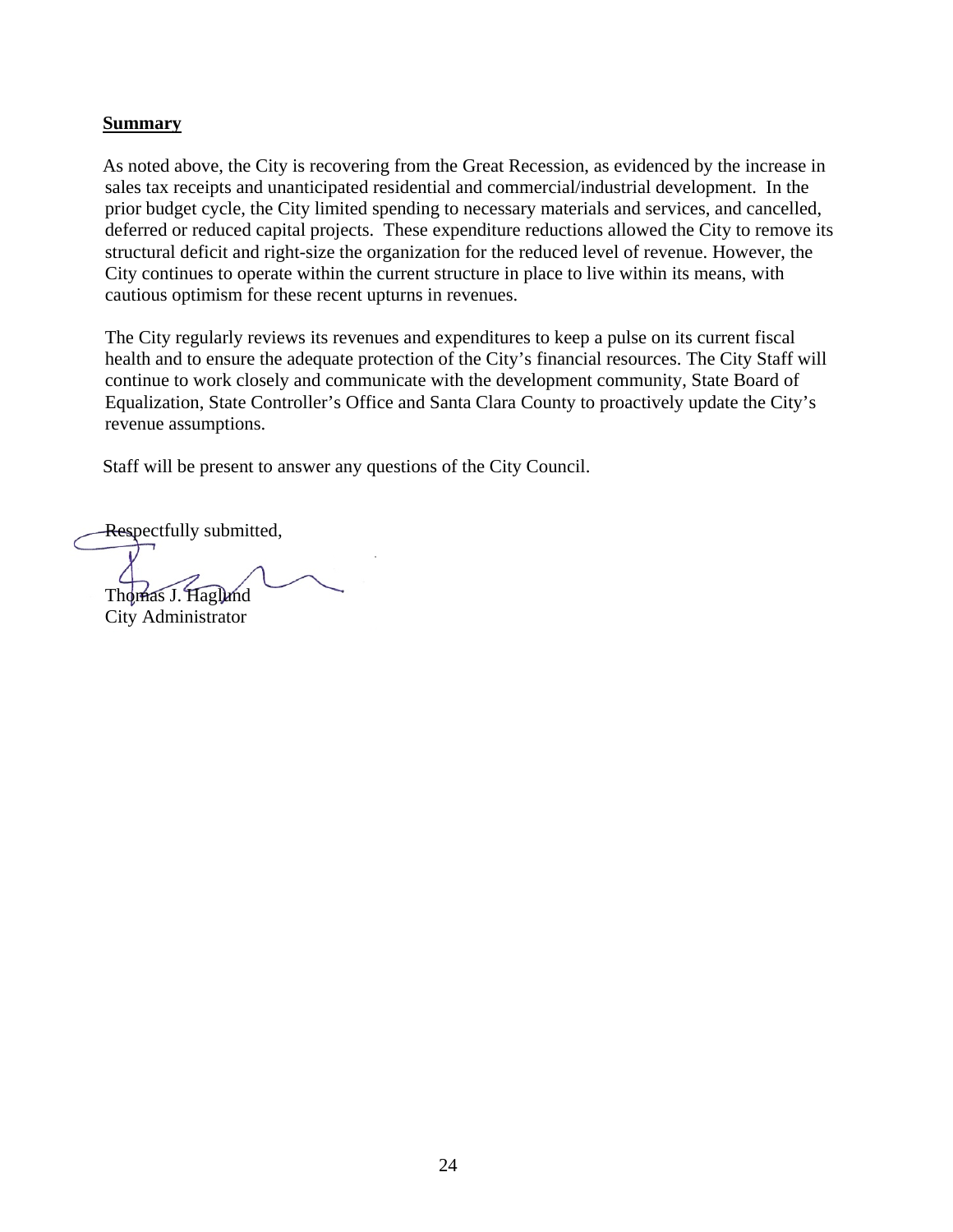**Summary**

As noted above, the City is recovering from the Great Recession, as evidenced by the increase in sales tax receipts and unanticipated residential and commercial/industrial development. In the prior budget cycle, the City limited spending to necessary materials and services, and cancelled, deferred or reduced capital projects. These expenditure reductions allowed the City to remove its structural deficit and right-size the organization for the reduced level of revenue. However, the City continues to operate within the current structure in place to live within its means, with cautious optimism for these recent upturns in revenues.

The City regularly reviews its revenues and expenditures to keep a pulse on its current fiscal health and to ensure the adequate protection of the City's financial resources. The City Staff will continue to work closely and communicate with the development community, State Board of Equalization, State Controller's Office and Santa Clara County to proactively update the City's revenue assumptions.

Staff will be present to answer any questions of the City Council.

Respectfully submitted,

Thomas J. Haglund
City Administrator